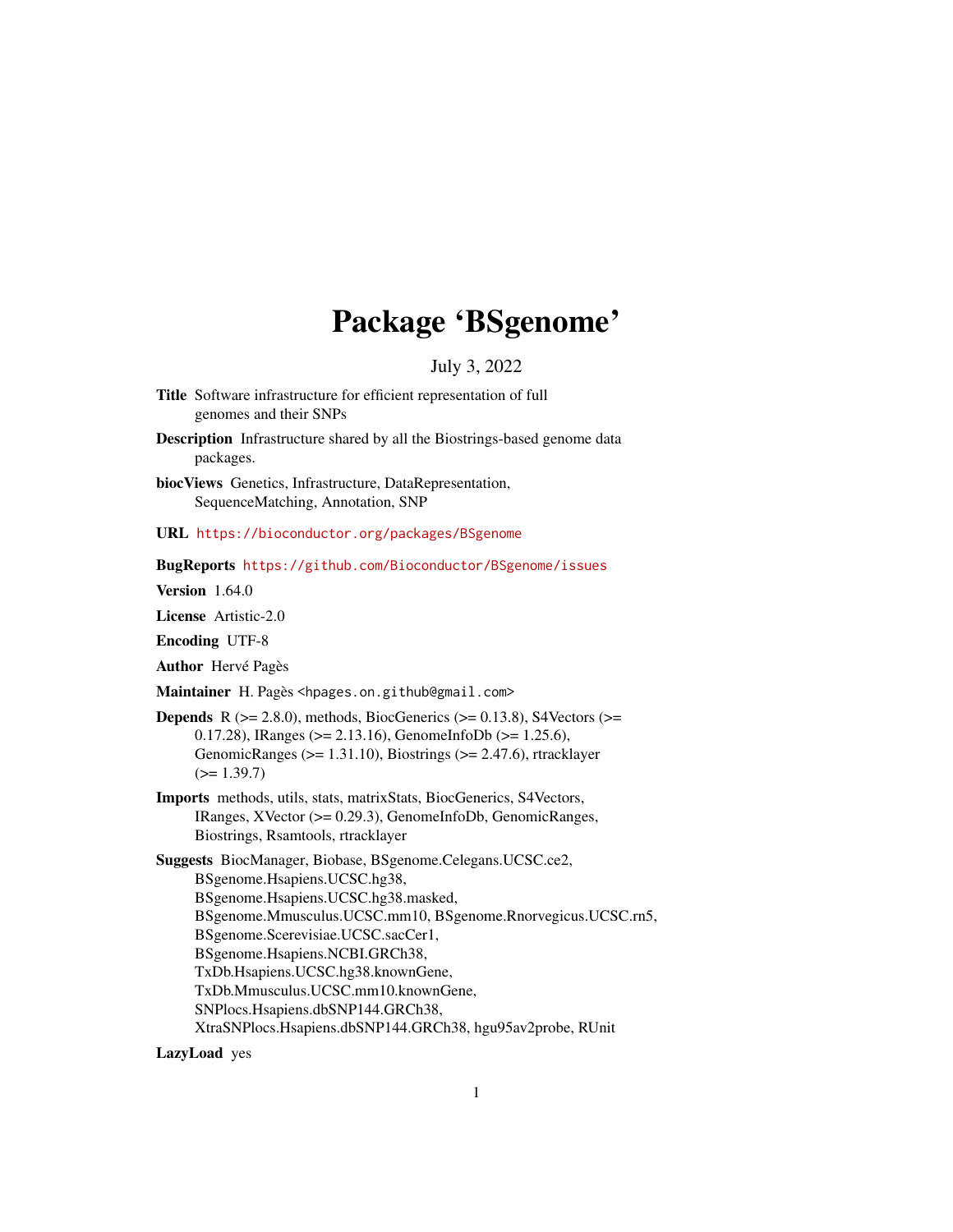# Package 'BSgenome'

July 3, 2022

**Title** Software infrastructure for efficient representation of full genomes and their SNPs

**Description** Infrastructure shared by all the Biostrings-based genome data packages.

**biocViews** Genetics, Infrastructure, DataRepresentation, SequenceMatching, Annotation, SNP

**URL** https://bioconductor.org/packages/BSgenome

**BugReports** https://github.com/Bioconductor/BSgenome/issues

**Version** 1.64.0

**License** Artistic-2.0

**Encoding** UTF-8

**Author** Hervé Pagès

**Maintainer** H. Pagès <hpages.on.github@gmail.com>

**Depends** R (>= 2.8.0), methods, BiocGenerics (>= 0.13.8), S4Vectors (>= 0.17.28), IRanges (>= 2.13.16), GenomeInfoDb (>= 1.25.6), GenomicRanges (>= 1.31.10), Biostrings (>= 2.47.6), rtracklayer (>= 1.39.7)

**Imports** methods, utils, stats, matrixStats, BiocGenerics, S4Vectors, IRanges, XVector (>= 0.29.3), GenomeInfoDb, GenomicRanges, Biostrings, Rsamtools, rtracklayer

**Suggests** BiocManager, Biobase, BSgenome.Celegans.UCSC.ce2, BSgenome.Hsapiens.UCSC.hg38, BSgenome.Hsapiens.UCSC.hg38.masked, BSgenome.Mmusculus.UCSC.mm10, BSgenome.Rnorvegicus.UCSC.rn5, BSgenome.Scerevisiae.UCSC.sacCer1, BSgenome.Hsapiens.NCBI.GRCh38, TxDb.Hsapiens.UCSC.hg38.knownGene, TxDb.Mmusculus.UCSC.mm10.knownGene, SNPlocs.Hsapiens.dbSNP144.GRCh38, XtraSNPlocs.Hsapiens.dbSNP144.GRCh38, hgu95av2probe, RUnit

**LazyLoad** yes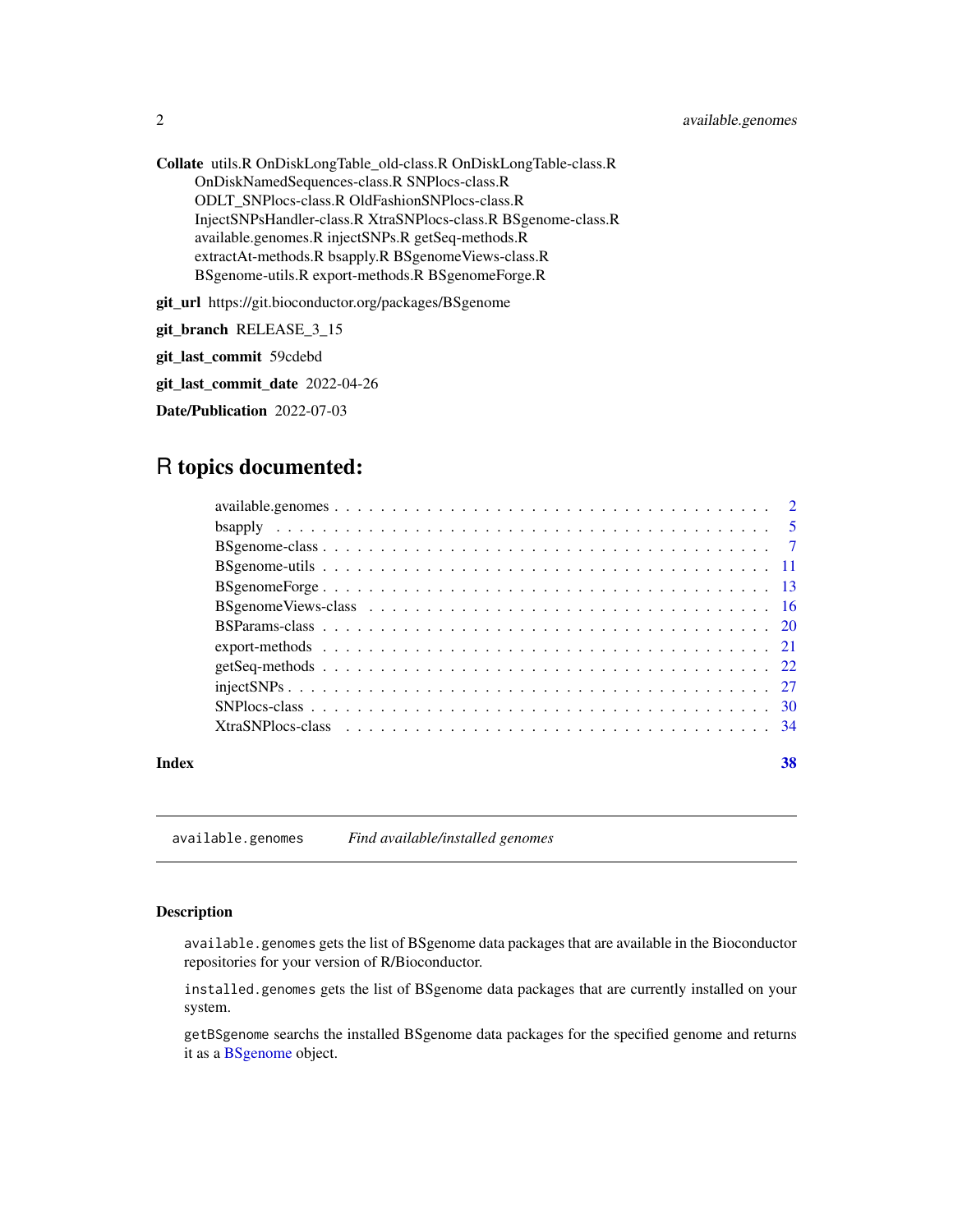**Collate** utils.R OnDiskLongTable_old-class.R OnDiskLongTable-class.R OnDiskNamedSequences-class.R SNPlocs-class.R ODLT_SNPlocs-class.R OldFashionSNPlocs-class.R InjectSNPsHandler-class.R XtraSNPlocs-class.R BSgenome-class.R available.genomes.R injectSNPs.R getSeq-methods.R extractAt-methods.R bsapply.R BSgenomeViews-class.R BSgenome-utils.R export-methods.R BSgenomeForge.R

**git_url** https://git.bioconductor.org/packages/BSgenome

**git_branch** RELEASE_3_15

**git_last_commit** 59cdebd

**git_last_commit_date** 2022-04-26

**Date/Publication** 2022-07-03

# R topics documented:

| | |
|---|---|
| available.genomes | 2 |
| bsapply | 5 |
| BSgenome-class | 7 |
| BSgenome-utils | 11 |
| BSgenomeForge | 13 |
| BSgenomeViews-class | 16 |
| BSParams-class | 20 |
| export-methods | 21 |
| getSeq-methods | 22 |
| injectSNPs | 27 |
| SNPlocs-class | 30 |
| XtraSNPlocs-class | 34 |
| **Index** | **38** |

---

`available.genomes` *Find available/installed genomes*

---

### Description

`available.genomes` gets the list of BSgenome data packages that are available in the Bioconductor repositories for your version of R/Bioconductor.

`installed.genomes` gets the list of BSgenome data packages that are currently installed on your system.

`getBSgenome` searchs the installed BSgenome data packages for the specified genome and returns it as a BSgenome object.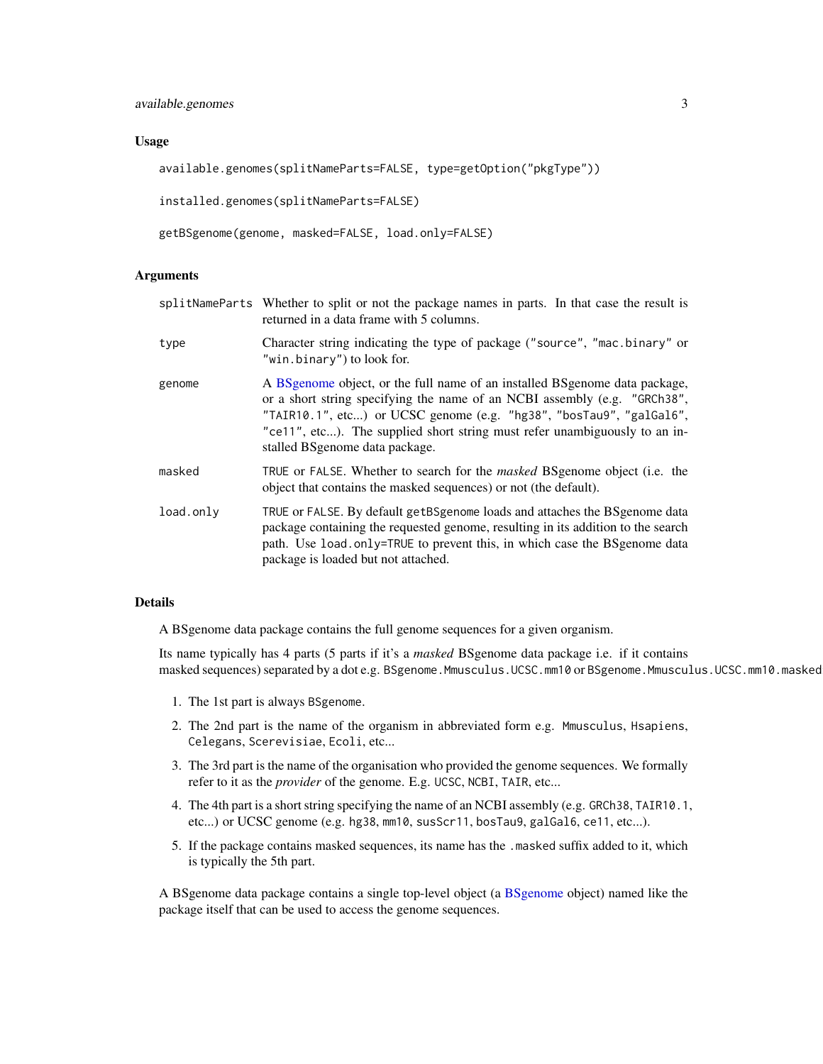### Usage

```
available.genomes(splitNameParts=FALSE, type=getOption("pkgType"))

installed.genomes(splitNameParts=FALSE)

getBSgenome(genome, masked=FALSE, load.only=FALSE)
```

### Arguments

| | |
|---|---|
| splitNameParts | Whether to split or not the package names in parts. In that case the result is returned in a data frame with 5 columns. |
| type | Character string indicating the type of package ("source", "mac.binary" or "win.binary") to look for. |
| genome | A BSgenome object, or the full name of an installed BSgenome data package, or a short string specifying the name of an NCBI assembly (e.g. "GRCh38", "TAIR10.1", etc...) or UCSC genome (e.g. "hg38", "bosTau9", "galGal6", "ce11", etc...). The supplied short string must refer unambiguously to an installed BSgenome data package. |
| masked | TRUE or FALSE. Whether to search for the *masked* BSgenome object (i.e. the object that contains the masked sequences) or not (the default). |
| load.only | TRUE or FALSE. By default getBSgenome loads and attaches the BSgenome data package containing the requested genome, resulting in its addition to the search path. Use load.only=TRUE to prevent this, in which case the BSgenome data package is loaded but not attached. |

### Details

A BSgenome data package contains the full genome sequences for a given organism.

Its name typically has 4 parts (5 parts if it's a *masked* BSgenome data package i.e. if it contains masked sequences) separated by a dot e.g. BSgenome.Mmusculus.UCSC.mm10 or BSgenome.Mmusculus.UCSC.mm10.masked

1. The 1st part is always BSgenome.
2. The 2nd part is the name of the organism in abbreviated form e.g. Mmusculus, Hsapiens, Celegans, Scerevisiae, Ecoli, etc...
3. The 3rd part is the name of the organisation who provided the genome sequences. We formally refer to it as the *provider* of the genome. E.g. UCSC, NCBI, TAIR, etc...
4. The 4th part is a short string specifying the name of an NCBI assembly (e.g. GRCh38, TAIR10.1, etc...) or UCSC genome (e.g. hg38, mm10, susScr11, bosTau9, galGal6, ce11, etc...).
5. If the package contains masked sequences, its name has the .masked suffix added to it, which is typically the 5th part.

A BSgenome data package contains a single top-level object (a BSgenome object) named like the package itself that can be used to access the genome sequences.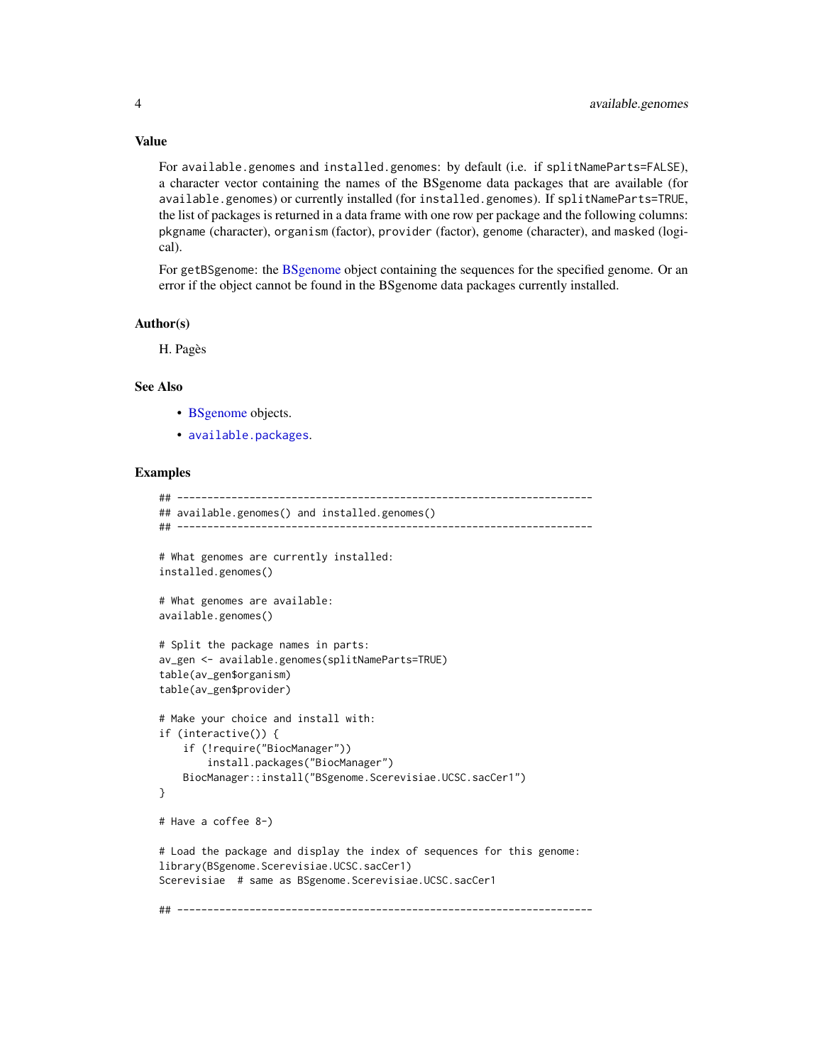### Value

For `available.genomes` and `installed.genomes`: by default (i.e. if `splitNameParts=FALSE`), a character vector containing the names of the BSgenome data packages that are available (for `available.genomes`) or currently installed (for `installed.genomes`). If `splitNameParts=TRUE`, the list of packages is returned in a data frame with one row per package and the following columns: `pkgname` (character), `organism` (factor), `provider` (factor), `genome` (character), and `masked` (logical).

For `getBSgenome`: the BSgenome object containing the sequences for the specified genome. Or an error if the object cannot be found in the BSgenome data packages currently installed.

### Author(s)

H. Pagès

### See Also

- BSgenome objects.
- `available.packages`.

### Examples

```
## ---------------------------------------------------------------------
## available.genomes() and installed.genomes()
## ---------------------------------------------------------------------

# What genomes are currently installed:
installed.genomes()

# What genomes are available:
available.genomes()

# Split the package names in parts:
av_gen <- available.genomes(splitNameParts=TRUE)
table(av_gen$organism)
table(av_gen$provider)

# Make your choice and install with:
if (interactive()) {
    if (!require("BiocManager"))
        install.packages("BiocManager")
    BiocManager::install("BSgenome.Scerevisiae.UCSC.sacCer1")
}

# Have a coffee 8-)

# Load the package and display the index of sequences for this genome:
library(BSgenome.Scerevisiae.UCSC.sacCer1)
Scerevisiae  # same as BSgenome.Scerevisiae.UCSC.sacCer1

## ---------------------------------------------------------------------
```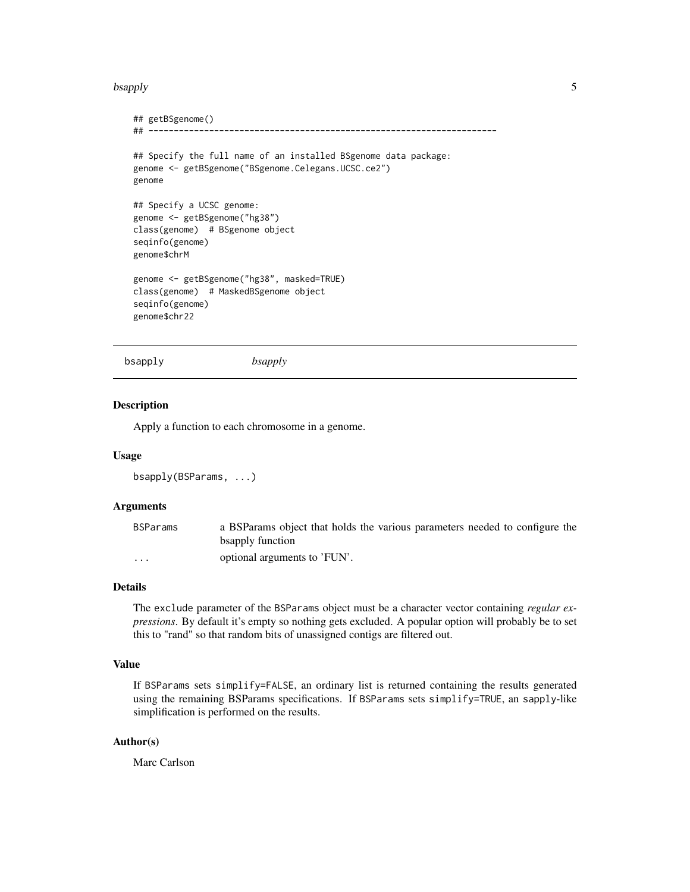```
## getBSgenome()
## ---------------------------------------------------------------------

## Specify the full name of an installed BSgenome data package:
genome <- getBSgenome("BSgenome.Celegans.UCSC.ce2")
genome

## Specify a UCSC genome:
genome <- getBSgenome("hg38")
class(genome)  # BSgenome object
seqinfo(genome)
genome$chrM

genome <- getBSgenome("hg38", masked=TRUE)
class(genome)  # MaskedBSgenome object
seqinfo(genome)
genome$chr22
```

---

bsapply *bsapply*

---

### Description

Apply a function to each chromosome in a genome.

### Usage

```
bsapply(BSParams, ...)
```

### Arguments

| | |
|---|---|
| BSParams | a BSParams object that holds the various parameters needed to configure the bsapply function |
| ... | optional arguments to 'FUN'. |

### Details

The exclude parameter of the BSParams object must be a character vector containing *regular expressions*. By default it's empty so nothing gets excluded. A popular option will probably be to set this to "rand" so that random bits of unassigned contigs are filtered out.

### Value

If BSParams sets simplify=FALSE, an ordinary list is returned containing the results generated using the remaining BSParams specifications. If BSParams sets simplify=TRUE, an sapply-like simplification is performed on the results.

### Author(s)

Marc Carlson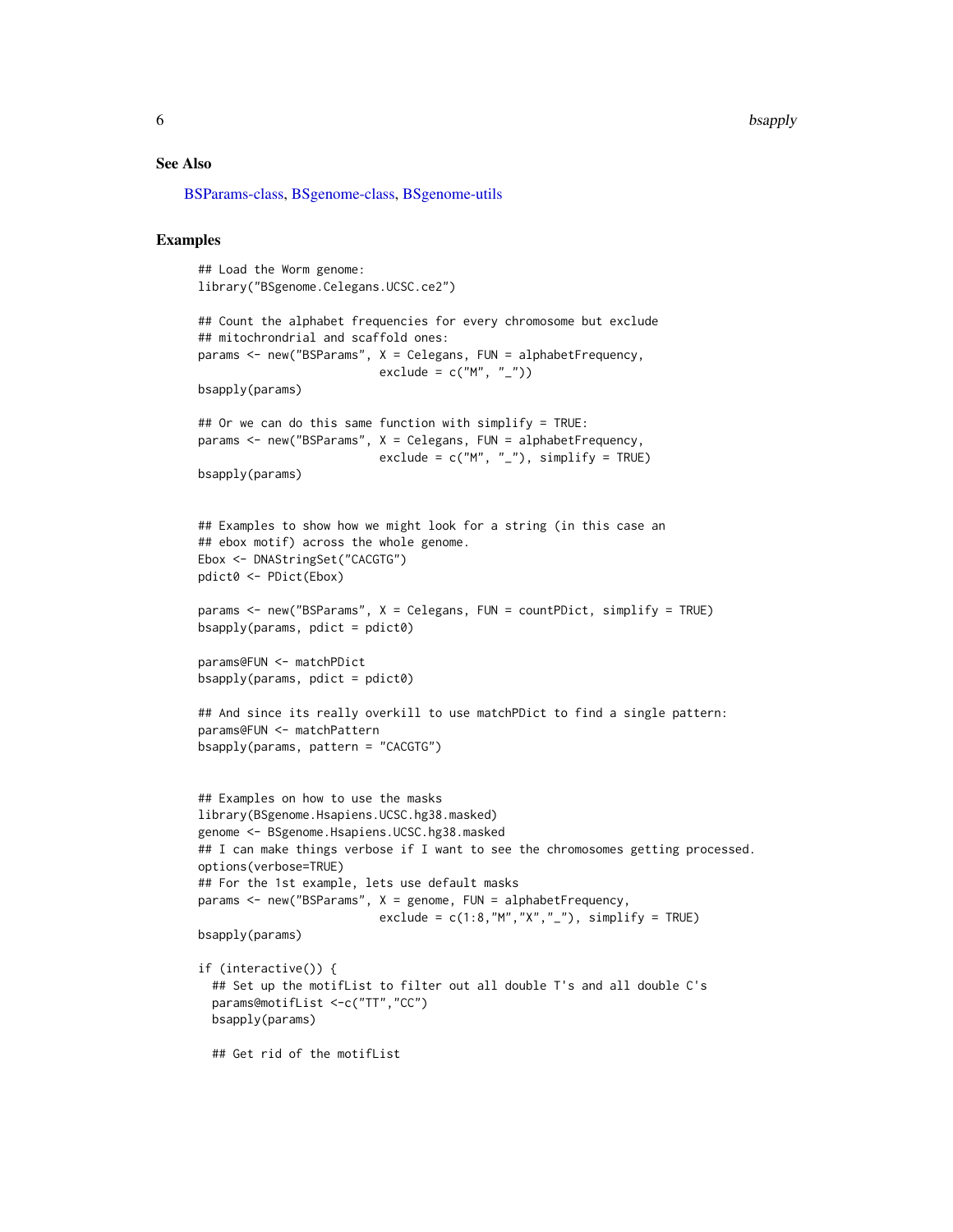## See Also

BSParams-class, BSgenome-class, BSgenome-utils

## Examples

```
## Load the Worm genome:
library("BSgenome.Celegans.UCSC.ce2")

## Count the alphabet frequencies for every chromosome but exclude
## mitochrondrial and scaffold ones:
params <- new("BSParams", X = Celegans, FUN = alphabetFrequency,
                          exclude = c("M", "_"))
bsapply(params)

## Or we can do this same function with simplify = TRUE:
params <- new("BSParams", X = Celegans, FUN = alphabetFrequency,
                          exclude = c("M", "_"), simplify = TRUE)
bsapply(params)


## Examples to show how we might look for a string (in this case an
## ebox motif) across the whole genome.
Ebox <- DNAStringSet("CACGTG")
pdict0 <- PDict(Ebox)

params <- new("BSParams", X = Celegans, FUN = countPDict, simplify = TRUE)
bsapply(params, pdict = pdict0)

params@FUN <- matchPDict
bsapply(params, pdict = pdict0)

## And since its really overkill to use matchPDict to find a single pattern:
params@FUN <- matchPattern
bsapply(params, pattern = "CACGTG")


## Examples on how to use the masks
library(BSgenome.Hsapiens.UCSC.hg38.masked)
genome <- BSgenome.Hsapiens.UCSC.hg38.masked
## I can make things verbose if I want to see the chromosomes getting processed.
options(verbose=TRUE)
## For the 1st example, lets use default masks
params <- new("BSParams", X = genome, FUN = alphabetFrequency,
                          exclude = c(1:8,"M","X","_"), simplify = TRUE)
bsapply(params)

if (interactive()) {
  ## Set up the motifList to filter out all double T's and all double C's
  params@motifList <-c("TT","CC")
  bsapply(params)

  ## Get rid of the motifList
```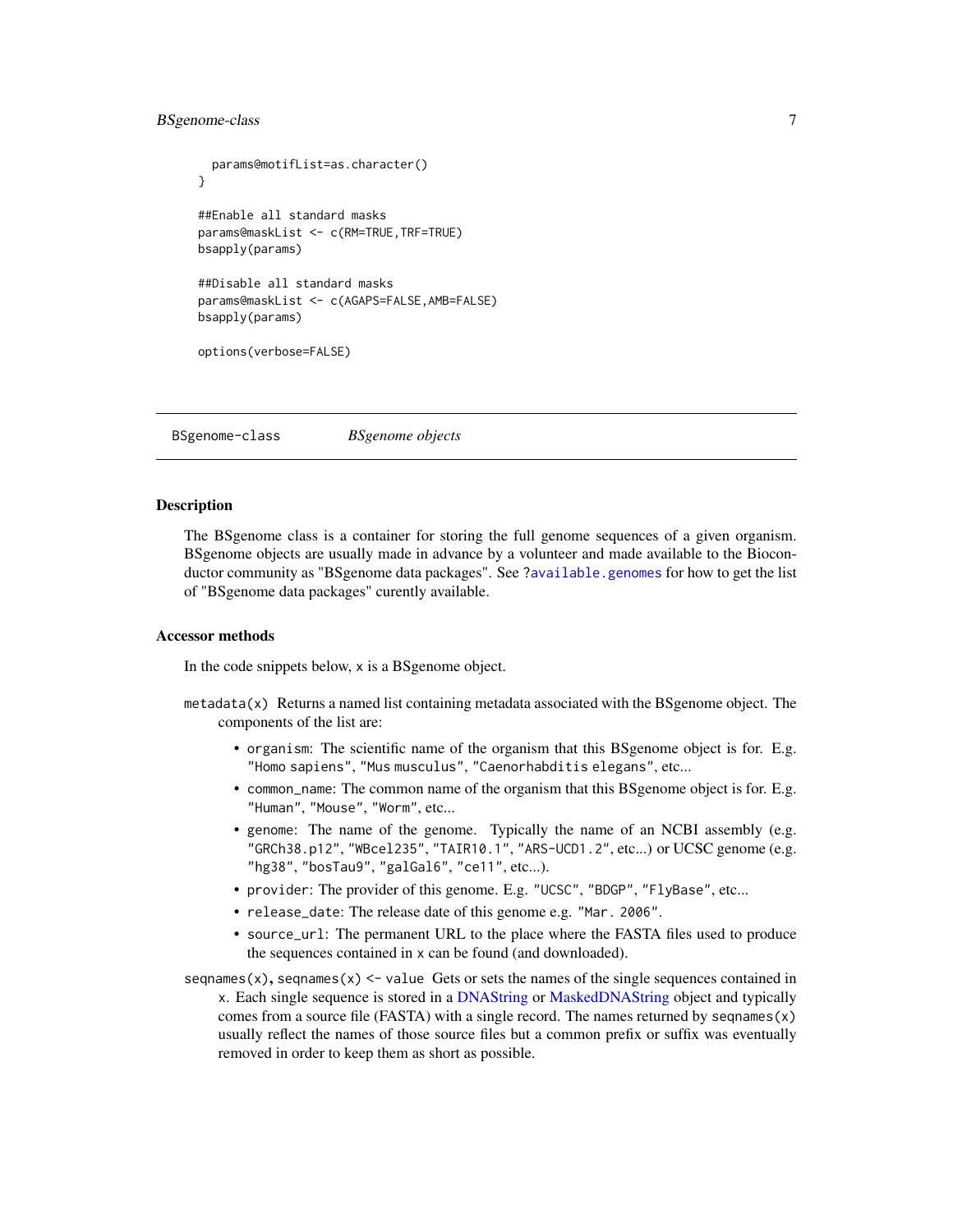```
  params@motifList=as.character()
}

##Enable all standard masks
params@maskList <- c(RM=TRUE,TRF=TRUE)
bsapply(params)

##Disable all standard masks
params@maskList <- c(AGAPS=FALSE,AMB=FALSE)
bsapply(params)

options(verbose=FALSE)
```

---

BSgenome-class &nbsp;&nbsp;&nbsp;&nbsp; *BSgenome objects*

---

## Description

The BSgenome class is a container for storing the full genome sequences of a given organism. BSgenome objects are usually made in advance by a volunteer and made available to the Bioconductor community as "BSgenome data packages". See `?available.genomes` for how to get the list of "BSgenome data packages" curently available.

## Accessor methods

In the code snippets below, `x` is a BSgenome object.

`metadata(x)` Returns a named list containing metadata associated with the BSgenome object. The components of the list are:

- `organism`: The scientific name of the organism that this BSgenome object is for. E.g. `"Homo sapiens"`, `"Mus musculus"`, `"Caenorhabditis elegans"`, etc...
- `common_name`: The common name of the organism that this BSgenome object is for. E.g. `"Human"`, `"Mouse"`, `"Worm"`, etc...
- `genome`: The name of the genome. Typically the name of an NCBI assembly (e.g. `"GRCh38.p12"`, `"WBcel235"`, `"TAIR10.1"`, `"ARS-UCD1.2"`, etc...) or UCSC genome (e.g. `"hg38"`, `"bosTau9"`, `"galGal6"`, `"ce11"`, etc...).
- `provider`: The provider of this genome. E.g. `"UCSC"`, `"BDGP"`, `"FlyBase"`, etc...
- `release_date`: The release date of this genome e.g. `"Mar. 2006"`.
- `source_url`: The permanent URL to the place where the FASTA files used to produce the sequences contained in `x` can be found (and downloaded).

`seqnames(x)`, `seqnames(x) <- value` Gets or sets the names of the single sequences contained in `x`. Each single sequence is stored in a DNAString or MaskedDNAString object and typically comes from a source file (FASTA) with a single record. The names returned by `seqnames(x)` usually reflect the names of those source files but a common prefix or suffix was eventually removed in order to keep them as short as possible.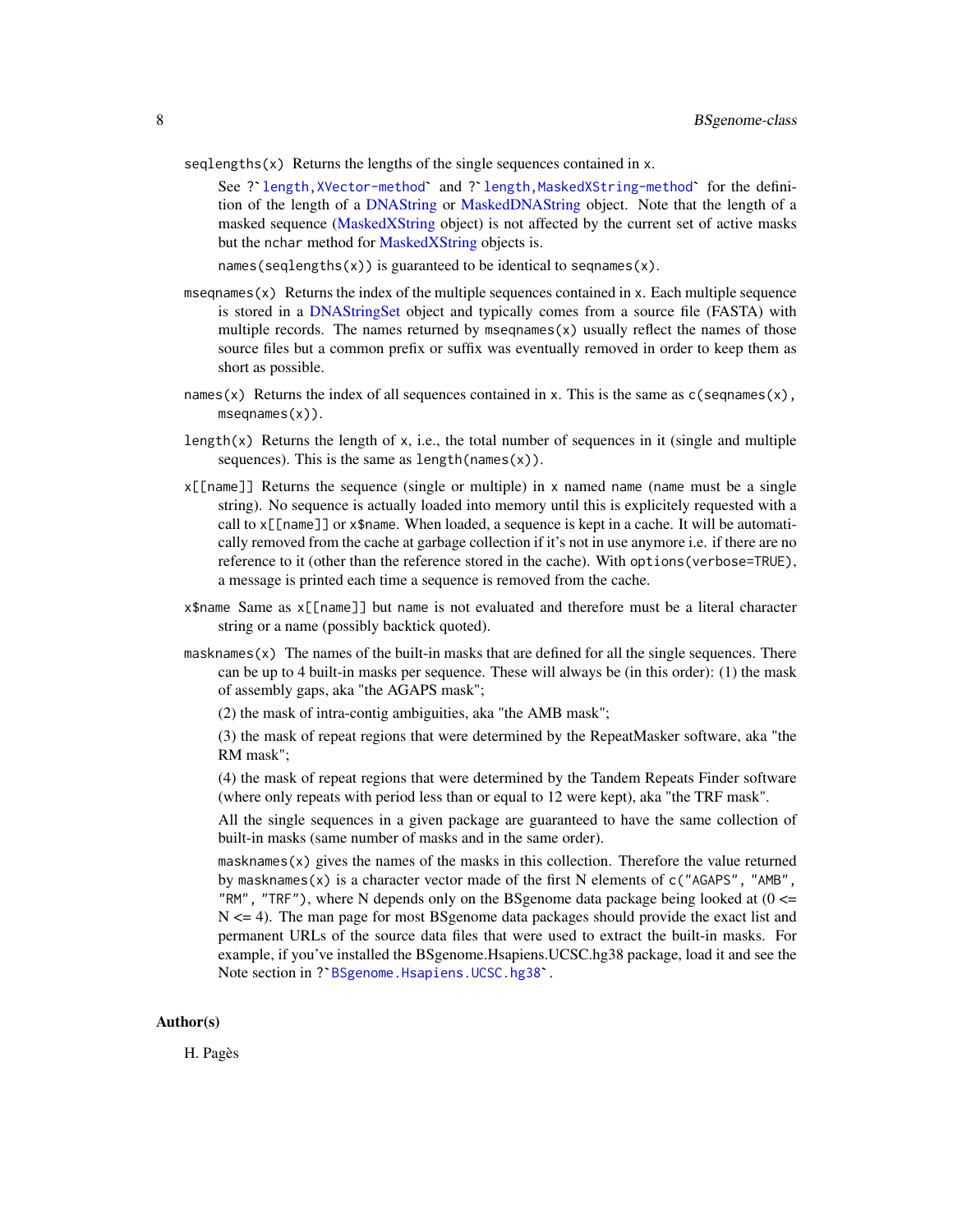`seqlengths(x)` Returns the lengths of the single sequences contained in `x`.

See ?`` `length,XVector-method` `` and ?`` `length,MaskedXString-method` `` for the definition of the length of a DNAString or MaskedDNAString object. Note that the length of a masked sequence (MaskedXString object) is not affected by the current set of active masks but the `nchar` method for MaskedXString objects is.

`names(seqlengths(x))` is guaranteed to be identical to `seqnames(x)`.

`mseqnames(x)` Returns the index of the multiple sequences contained in `x`. Each multiple sequence is stored in a DNAStringSet object and typically comes from a source file (FASTA) with multiple records. The names returned by `mseqnames(x)` usually reflect the names of those source files but a common prefix or suffix was eventually removed in order to keep them as short as possible.

`names(x)` Returns the index of all sequences contained in `x`. This is the same as `c(seqnames(x), mseqnames(x))`.

`length(x)` Returns the length of `x`, i.e., the total number of sequences in it (single and multiple sequences). This is the same as `length(names(x))`.

`x[[name]]` Returns the sequence (single or multiple) in `x` named `name` (`name` must be a single string). No sequence is actually loaded into memory until this is explicitely requested with a call to `x[[name]]` or `x$name`. When loaded, a sequence is kept in a cache. It will be automatically removed from the cache at garbage collection if it's not in use anymore i.e. if there are no reference to it (other than the reference stored in the cache). With `options(verbose=TRUE)`, a message is printed each time a sequence is removed from the cache.

`x$name` Same as `x[[name]]` but `name` is not evaluated and therefore must be a literal character string or a name (possibly backtick quoted).

`masknames(x)` The names of the built-in masks that are defined for all the single sequences. There can be up to 4 built-in masks per sequence. These will always be (in this order): (1) the mask of assembly gaps, aka "the AGAPS mask";

(2) the mask of intra-contig ambiguities, aka "the AMB mask";

(3) the mask of repeat regions that were determined by the RepeatMasker software, aka "the RM mask";

(4) the mask of repeat regions that were determined by the Tandem Repeats Finder software (where only repeats with period less than or equal to 12 were kept), aka "the TRF mask".

All the single sequences in a given package are guaranteed to have the same collection of built-in masks (same number of masks and in the same order).

`masknames(x)` gives the names of the masks in this collection. Therefore the value returned by `masknames(x)` is a character vector made of the first N elements of `c("AGAPS", "AMB", "RM", "TRF")`, where N depends only on the BSgenome data package being looked at ($0 <= N <= 4$). The man page for most BSgenome data packages should provide the exact list and permanent URLs of the source data files that were used to extract the built-in masks. For example, if you've installed the BSgenome.Hsapiens.UCSC.hg38 package, load it and see the Note section in ?`` `BSgenome.Hsapiens.UCSC.hg38` ``.

## Author(s)

H. Pagès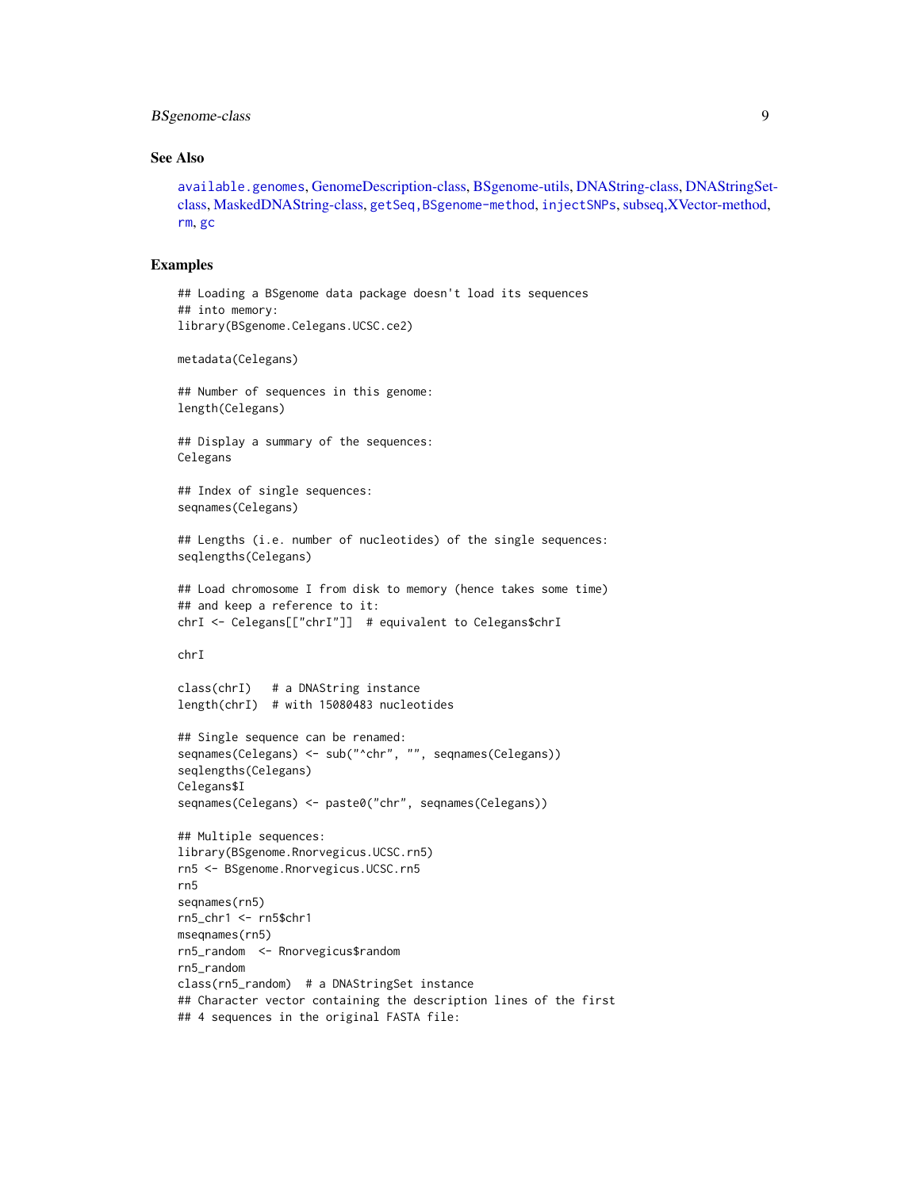### See Also

available.genomes, GenomeDescription-class, BSgenome-utils, DNAString-class, DNAStringSet-class, MaskedDNAString-class, getSeq,BSgenome-method, injectSNPs, subseq,XVector-method, rm, gc

### Examples

```
## Loading a BSgenome data package doesn't load its sequences
## into memory:
library(BSgenome.Celegans.UCSC.ce2)

metadata(Celegans)

## Number of sequences in this genome:
length(Celegans)

## Display a summary of the sequences:
Celegans

## Index of single sequences:
seqnames(Celegans)

## Lengths (i.e. number of nucleotides) of the single sequences:
seqlengths(Celegans)

## Load chromosome I from disk to memory (hence takes some time)
## and keep a reference to it:
chrI <- Celegans[["chrI"]]  # equivalent to Celegans$chrI

chrI

class(chrI)   # a DNAString instance
length(chrI)  # with 15080483 nucleotides

## Single sequence can be renamed:
seqnames(Celegans) <- sub("^chr", "", seqnames(Celegans))
seqlengths(Celegans)
Celegans$I
seqnames(Celegans) <- paste0("chr", seqnames(Celegans))

## Multiple sequences:
library(BSgenome.Rnorvegicus.UCSC.rn5)
rn5 <- BSgenome.Rnorvegicus.UCSC.rn5
rn5
seqnames(rn5)
rn5_chr1 <- rn5$chr1
mseqnames(rn5)
rn5_random  <- Rnorvegicus$random
rn5_random
class(rn5_random)  # a DNAStringSet instance
## Character vector containing the description lines of the first
## 4 sequences in the original FASTA file:
```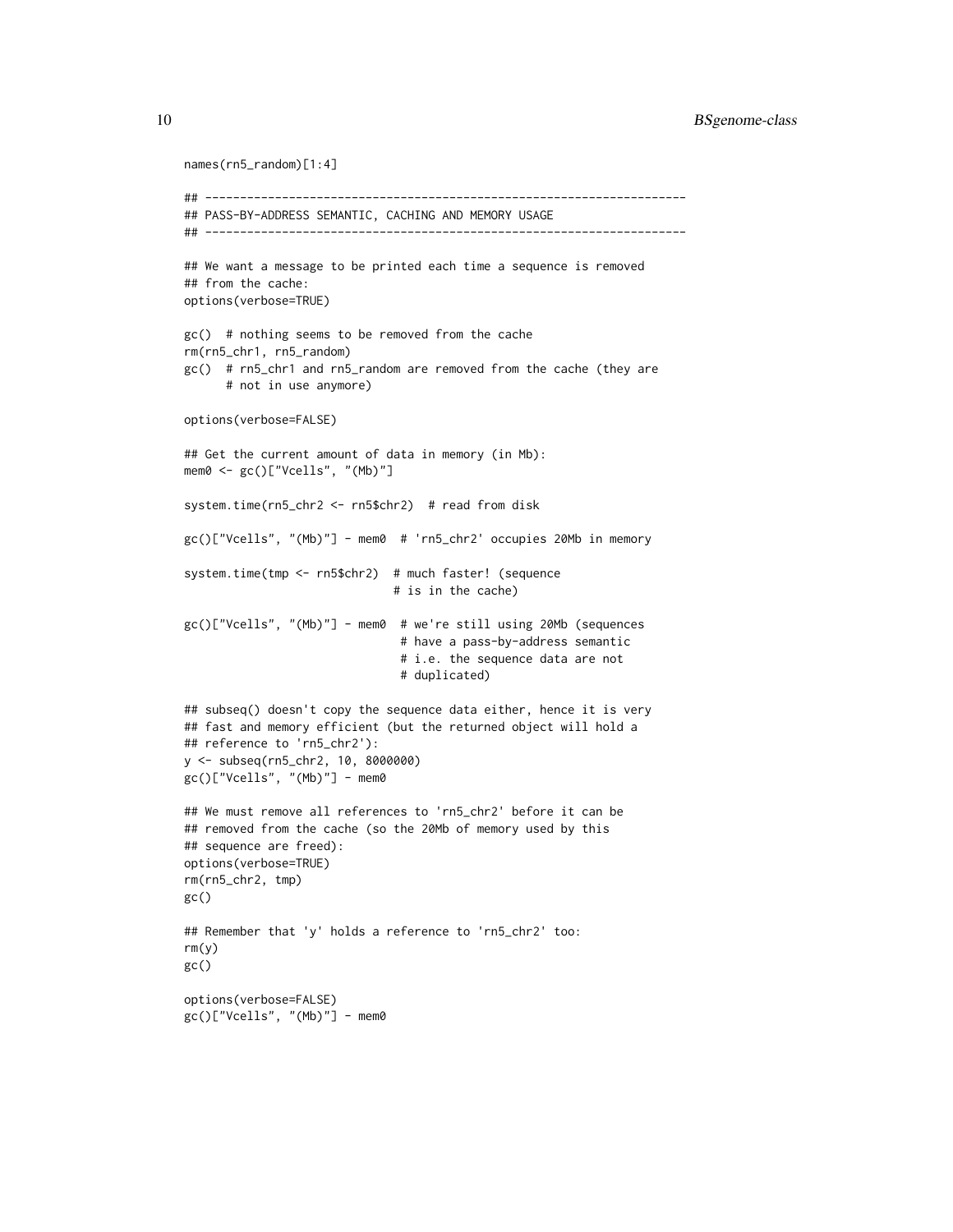```
names(rn5_random)[1:4]

## ---------------------------------------------------------------------
## PASS-BY-ADDRESS SEMANTIC, CACHING AND MEMORY USAGE
## ---------------------------------------------------------------------

## We want a message to be printed each time a sequence is removed
## from the cache:
options(verbose=TRUE)

gc()  # nothing seems to be removed from the cache
rm(rn5_chr1, rn5_random)
gc()  # rn5_chr1 and rn5_random are removed from the cache (they are
      # not in use anymore)

options(verbose=FALSE)

## Get the current amount of data in memory (in Mb):
mem0 <- gc()["Vcells", "(Mb)"]

system.time(rn5_chr2 <- rn5$chr2)  # read from disk

gc()["Vcells", "(Mb)"] - mem0  # 'rn5_chr2' occupies 20Mb in memory

system.time(tmp <- rn5$chr2)  # much faster! (sequence
                              # is in the cache)

gc()["Vcells", "(Mb)"] - mem0  # we're still using 20Mb (sequences
                               # have a pass-by-address semantic
                               # i.e. the sequence data are not
                               # duplicated)

## subseq() doesn't copy the sequence data either, hence it is very
## fast and memory efficient (but the returned object will hold a
## reference to 'rn5_chr2'):
y <- subseq(rn5_chr2, 10, 8000000)
gc()["Vcells", "(Mb)"] - mem0

## We must remove all references to 'rn5_chr2' before it can be
## removed from the cache (so the 20Mb of memory used by this
## sequence are freed):
options(verbose=TRUE)
rm(rn5_chr2, tmp)
gc()

## Remember that 'y' holds a reference to 'rn5_chr2' too:
rm(y)
gc()

options(verbose=FALSE)
gc()["Vcells", "(Mb)"] - mem0
```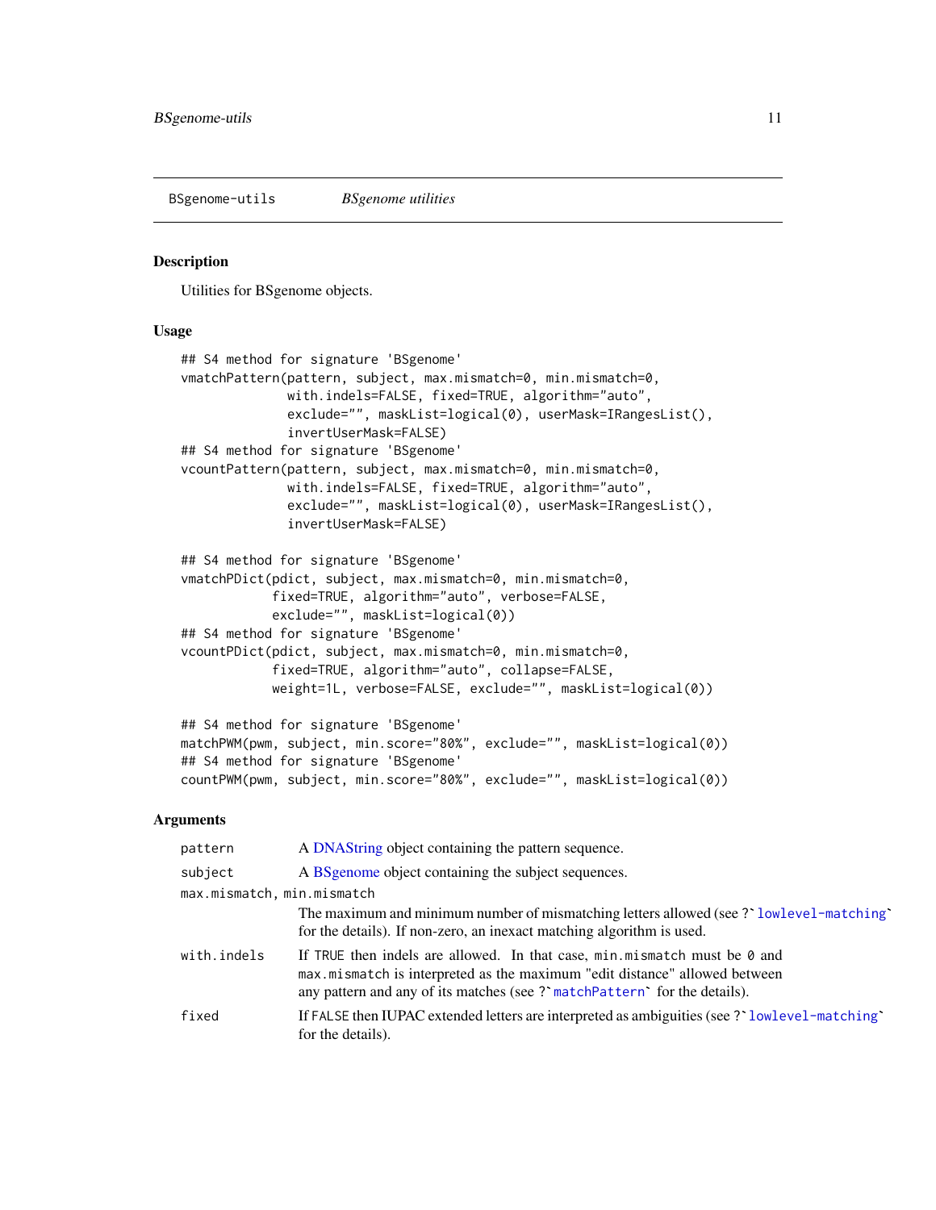BSgenome-utils *BSgenome utilities*

## Description

Utilities for BSgenome objects.

## Usage

```
## S4 method for signature 'BSgenome'
vmatchPattern(pattern, subject, max.mismatch=0, min.mismatch=0,
              with.indels=FALSE, fixed=TRUE, algorithm="auto",
              exclude="", maskList=logical(0), userMask=IRangesList(),
              invertUserMask=FALSE)
## S4 method for signature 'BSgenome'
vcountPattern(pattern, subject, max.mismatch=0, min.mismatch=0,
              with.indels=FALSE, fixed=TRUE, algorithm="auto",
              exclude="", maskList=logical(0), userMask=IRangesList(),
              invertUserMask=FALSE)

## S4 method for signature 'BSgenome'
vmatchPDict(pdict, subject, max.mismatch=0, min.mismatch=0,
            fixed=TRUE, algorithm="auto", verbose=FALSE,
            exclude="", maskList=logical(0))
## S4 method for signature 'BSgenome'
vcountPDict(pdict, subject, max.mismatch=0, min.mismatch=0,
            fixed=TRUE, algorithm="auto", collapse=FALSE,
            weight=1L, verbose=FALSE, exclude="", maskList=logical(0))

## S4 method for signature 'BSgenome'
matchPWM(pwm, subject, min.score="80%", exclude="", maskList=logical(0))
## S4 method for signature 'BSgenome'
countPWM(pwm, subject, min.score="80%", exclude="", maskList=logical(0))
```

## Arguments

`pattern` A DNAString object containing the pattern sequence.

`subject` A BSgenome object containing the subject sequences.

`max.mismatch, min.mismatch` The maximum and minimum number of mismatching letters allowed (see ?`lowlevel-matching` for the details). If non-zero, an inexact matching algorithm is used.

`with.indels` If `TRUE` then indels are allowed. In that case, `min.mismatch` must be `0` and `max.mismatch` is interpreted as the maximum "edit distance" allowed between any pattern and any of its matches (see ?`matchPattern` for the details).

`fixed` If `FALSE` then IUPAC extended letters are interpreted as ambiguities (see ?`lowlevel-matching` for the details).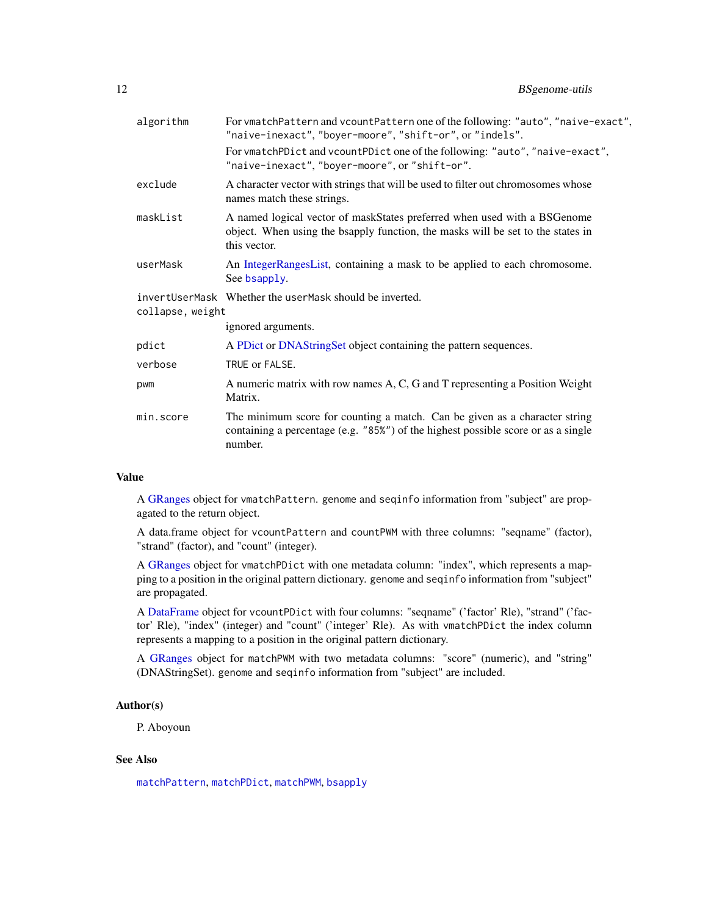| | |
|---|---|
| `algorithm` | For `vmatchPattern` and `vcountPattern` one of the following: `"auto"`, `"naive-exact"`, `"naive-inexact"`, `"boyer-moore"`, `"shift-or"`, or `"indels"`.<br>For `vmatchPDict` and `vcountPDict` one of the following: `"auto"`, `"naive-exact"`, `"naive-inexact"`, `"boyer-moore"`, or `"shift-or"`. |
| `exclude` | A character vector with strings that will be used to filter out chromosomes whose names match these strings. |
| `maskList` | A named logical vector of maskStates preferred when used with a BSGenome object. When using the bsapply function, the masks will be set to the states in this vector. |
| `userMask` | An IntegerRangesList, containing a mask to be applied to each chromosome. See `bsapply`. |
| `invertUserMask` | Whether the `userMask` should be inverted. |
| `collapse, weight` | ignored arguments. |
| `pdict` | A PDict or DNAStringSet object containing the pattern sequences. |
| `verbose` | `TRUE` or `FALSE`. |
| `pwm` | A numeric matrix with row names A, C, G and T representing a Position Weight Matrix. |
| `min.score` | The minimum score for counting a match. Can be given as a character string containing a percentage (e.g. `"85%"`) of the highest possible score or as a single number. |

### Value

A GRanges object for `vmatchPattern`. `genome` and `seqinfo` information from "subject" are propagated to the return object.

A data.frame object for `vcountPattern` and `countPWM` with three columns: "seqname" (factor), "strand" (factor), and "count" (integer).

A GRanges object for `vmatchPDict` with one metadata column: "index", which represents a mapping to a position in the original pattern dictionary. `genome` and `seqinfo` information from "subject" are propagated.

A DataFrame object for `vcountPDict` with four columns: "seqname" ('factor' Rle), "strand" ('factor' Rle), "index" (integer) and "count" ('integer' Rle). As with `vmatchPDict` the index column represents a mapping to a position in the original pattern dictionary.

A GRanges object for `matchPWM` with two metadata columns: "score" (numeric), and "string" (DNAStringSet). `genome` and `seqinfo` information from "subject" are included.

### Author(s)

P. Aboyoun

### See Also

`matchPattern`, `matchPDict`, `matchPWM`, `bsapply`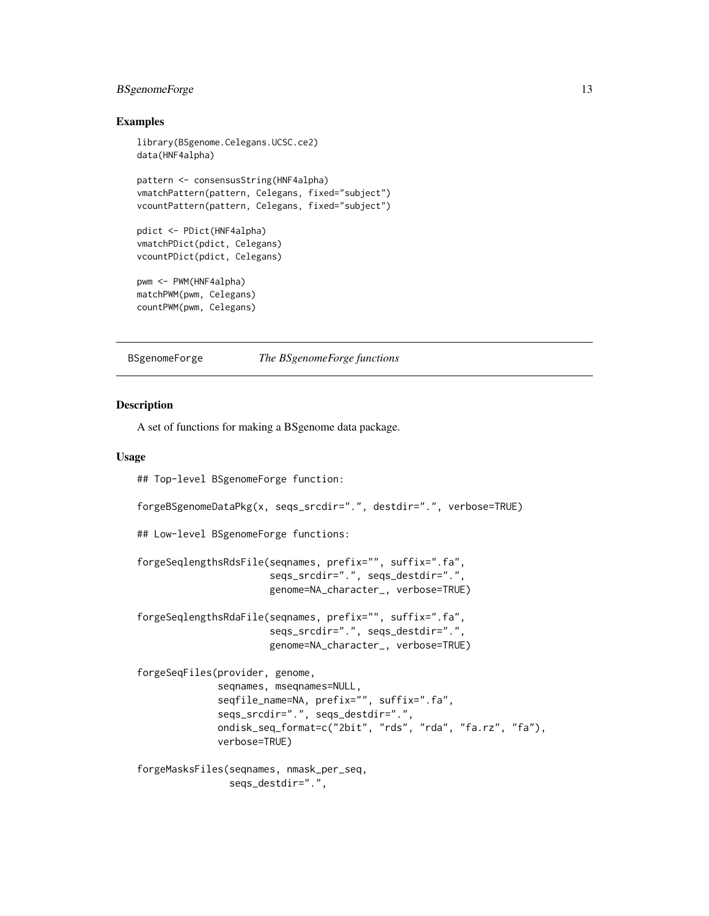## Examples

```
library(BSgenome.Celegans.UCSC.ce2)
data(HNF4alpha)

pattern <- consensusString(HNF4alpha)
vmatchPattern(pattern, Celegans, fixed="subject")
vcountPattern(pattern, Celegans, fixed="subject")

pdict <- PDict(HNF4alpha)
vmatchPDict(pdict, Celegans)
vcountPDict(pdict, Celegans)

pwm <- PWM(HNF4alpha)
matchPWM(pwm, Celegans)
countPWM(pwm, Celegans)
```

---

BSgenomeForge    *The BSgenomeForge functions*

---

## Description

A set of functions for making a BSgenome data package.

## Usage

```
## Top-level BSgenomeForge function:

forgeBSgenomeDataPkg(x, seqs_srcdir=".", destdir=".", verbose=TRUE)

## Low-level BSgenomeForge functions:

forgeSeqlengthsRdsFile(seqnames, prefix="", suffix=".fa",
                       seqs_srcdir=".", seqs_destdir=".",
                       genome=NA_character_, verbose=TRUE)

forgeSeqlengthsRdaFile(seqnames, prefix="", suffix=".fa",
                       seqs_srcdir=".", seqs_destdir=".",
                       genome=NA_character_, verbose=TRUE)

forgeSeqFiles(provider, genome,
              seqnames, mseqnames=NULL,
              seqfile_name=NA, prefix="", suffix=".fa",
              seqs_srcdir=".", seqs_destdir=".",
              ondisk_seq_format=c("2bit", "rds", "rda", "fa.rz", "fa"),
              verbose=TRUE)

forgeMasksFiles(seqnames, nmask_per_seq,
                seqs_destdir=".",
```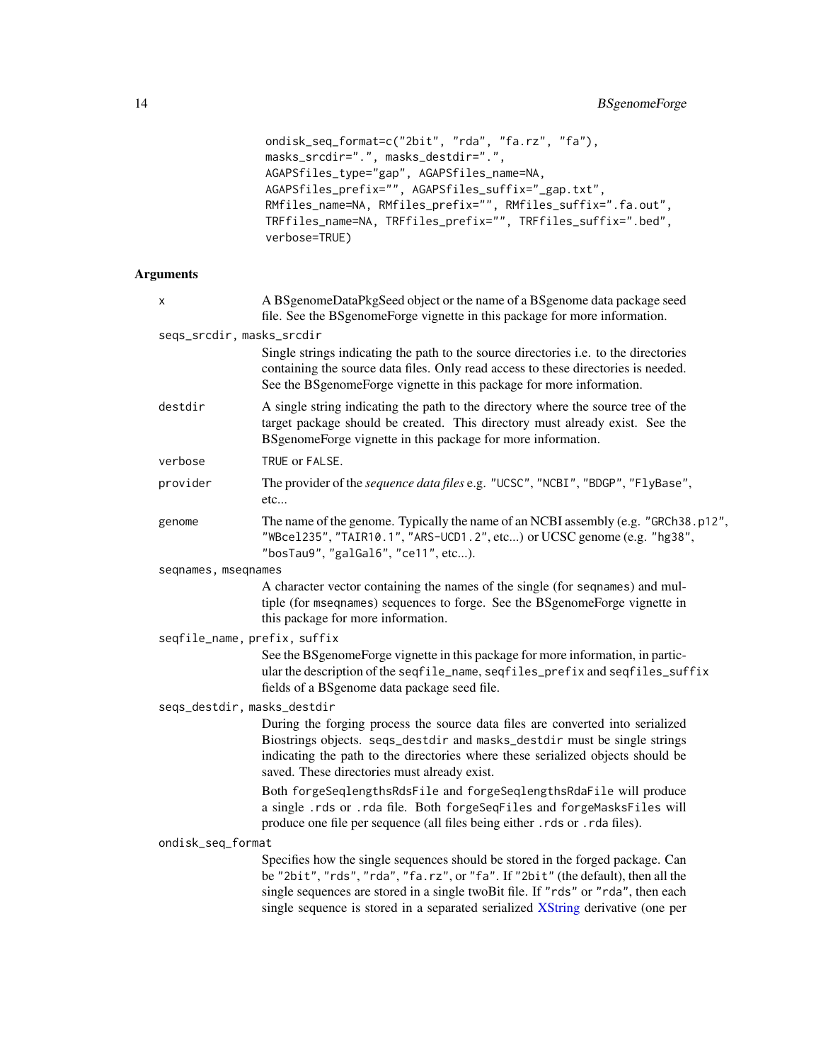```
ondisk_seq_format=c("2bit", "rda", "fa.rz", "fa"),
masks_srcdir=".", masks_destdir=".",
AGAPSfiles_type="gap", AGAPSfiles_name=NA,
AGAPSfiles_prefix="", AGAPSfiles_suffix="_gap.txt",
RMfiles_name=NA, RMfiles_prefix="", RMfiles_suffix=".fa.out",
TRFfiles_name=NA, TRFfiles_prefix="", TRFfiles_suffix=".bed",
verbose=TRUE)
```

## Arguments

`x`
: A BSgenomeDataPkgSeed object or the name of a BSgenome data package seed file. See the BSgenomeForge vignette in this package for more information.

`seqs_srcdir, masks_srcdir`
: Single strings indicating the path to the source directories i.e. to the directories containing the source data files. Only read access to these directories is needed. See the BSgenomeForge vignette in this package for more information.

`destdir`
: A single string indicating the path to the directory where the source tree of the target package should be created. This directory must already exist. See the BSgenomeForge vignette in this package for more information.

`verbose`
: `TRUE` or `FALSE`.

`provider`
: The provider of the *sequence data files* e.g. `"UCSC"`, `"NCBI"`, `"BDGP"`, `"FlyBase"`, etc...

`genome`
: The name of the genome. Typically the name of an NCBI assembly (e.g. `"GRCh38.p12"`, `"WBcel235"`, `"TAIR10.1"`, `"ARS-UCD1.2"`, etc...) or UCSC genome (e.g. `"hg38"`, `"bosTau9"`, `"galGal6"`, `"ce11"`, etc...).

`seqnames, mseqnames`
: A character vector containing the names of the single (for `seqnames`) and multiple (for `mseqnames`) sequences to forge. See the BSgenomeForge vignette in this package for more information.

`seqfile_name, prefix, suffix`
: See the BSgenomeForge vignette in this package for more information, in particular the description of the `seqfile_name`, `seqfiles_prefix` and `seqfiles_suffix` fields of a BSgenome data package seed file.

`seqs_destdir, masks_destdir`
: During the forging process the source data files are converted into serialized Biostrings objects. `seqs_destdir` and `masks_destdir` must be single strings indicating the path to the directories where these serialized objects should be saved. These directories must already exist.

  Both `forgeSeqlengthsRdsFile` and `forgeSeqlengthsRdaFile` will produce a single `.rds` or `.rda` file. Both `forgeSeqFiles` and `forgeMasksFiles` will produce one file per sequence (all files being either `.rds` or `.rda` files).

`ondisk_seq_format`
: Specifies how the single sequences should be stored in the forged package. Can be `"2bit"`, `"rds"`, `"rda"`, `"fa.rz"`, or `"fa"`. If `"2bit"` (the default), then all the single sequences are stored in a single twoBit file. If `"rds"` or `"rda"`, then each single sequence is stored in a separated serialized XString derivative (one per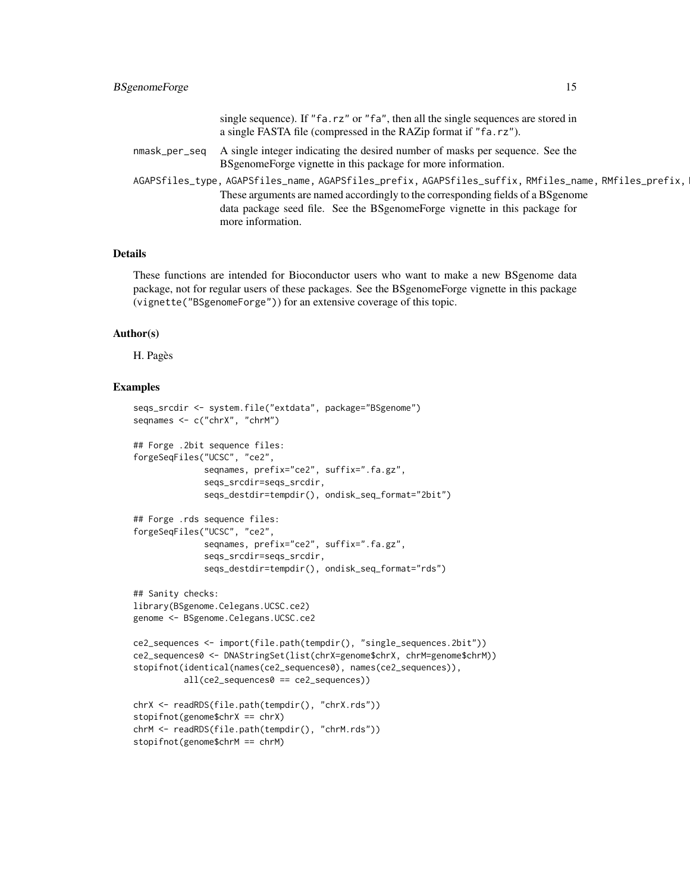single sequence). If "fa.rz" or "fa", then all the single sequences are stored in a single FASTA file (compressed in the RAZip format if "fa.rz").

nmask_per_seq
: A single integer indicating the desired number of masks per sequence. See the BSgenomeForge vignette in this package for more information.

AGAPSfiles_type, AGAPSfiles_name, AGAPSfiles_prefix, AGAPSfiles_suffix, RMfiles_name, RMfiles_prefix, I
: These arguments are named accordingly to the corresponding fields of a BSgenome data package seed file. See the BSgenomeForge vignette in this package for more information.

## Details

These functions are intended for Bioconductor users who want to make a new BSgenome data package, not for regular users of these packages. See the BSgenomeForge vignette in this package (vignette("BSgenomeForge")) for an extensive coverage of this topic.

## Author(s)

H. Pagès

## Examples

```
seqs_srcdir <- system.file("extdata", package="BSgenome")
seqnames <- c("chrX", "chrM")

## Forge .2bit sequence files:
forgeSeqFiles("UCSC", "ce2",
              seqnames, prefix="ce2", suffix=".fa.gz",
              seqs_srcdir=seqs_srcdir,
              seqs_destdir=tempdir(), ondisk_seq_format="2bit")

## Forge .rds sequence files:
forgeSeqFiles("UCSC", "ce2",
              seqnames, prefix="ce2", suffix=".fa.gz",
              seqs_srcdir=seqs_srcdir,
              seqs_destdir=tempdir(), ondisk_seq_format="rds")

## Sanity checks:
library(BSgenome.Celegans.UCSC.ce2)
genome <- BSgenome.Celegans.UCSC.ce2

ce2_sequences <- import(file.path(tempdir(), "single_sequences.2bit"))
ce2_sequences0 <- DNAStringSet(list(chrX=genome$chrX, chrM=genome$chrM))
stopifnot(identical(names(ce2_sequences0), names(ce2_sequences)),
          all(ce2_sequences0 == ce2_sequences))

chrX <- readRDS(file.path(tempdir(), "chrX.rds"))
stopifnot(genome$chrX == chrX)
chrM <- readRDS(file.path(tempdir(), "chrM.rds"))
stopifnot(genome$chrM == chrM)
```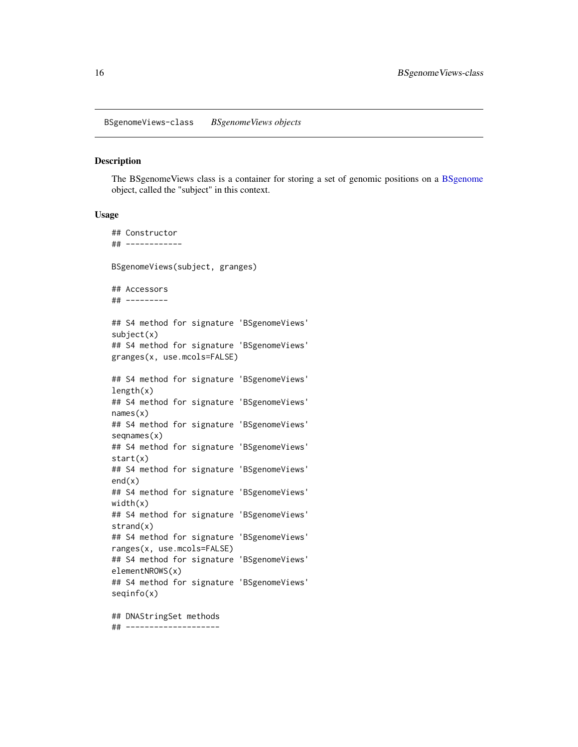BSgenomeViews-class &nbsp;&nbsp;&nbsp; *BSgenomeViews objects*

## Description

The BSgenomeViews class is a container for storing a set of genomic positions on a BSgenome object, called the "subject" in this context.

## Usage

```
## Constructor
## ------------

BSgenomeViews(subject, granges)

## Accessors
## ---------

## S4 method for signature 'BSgenomeViews'
subject(x)
## S4 method for signature 'BSgenomeViews'
granges(x, use.mcols=FALSE)

## S4 method for signature 'BSgenomeViews'
length(x)
## S4 method for signature 'BSgenomeViews'
names(x)
## S4 method for signature 'BSgenomeViews'
seqnames(x)
## S4 method for signature 'BSgenomeViews'
start(x)
## S4 method for signature 'BSgenomeViews'
end(x)
## S4 method for signature 'BSgenomeViews'
width(x)
## S4 method for signature 'BSgenomeViews'
strand(x)
## S4 method for signature 'BSgenomeViews'
ranges(x, use.mcols=FALSE)
## S4 method for signature 'BSgenomeViews'
elementNROWS(x)
## S4 method for signature 'BSgenomeViews'
seqinfo(x)

## DNAStringSet methods
## --------------------
```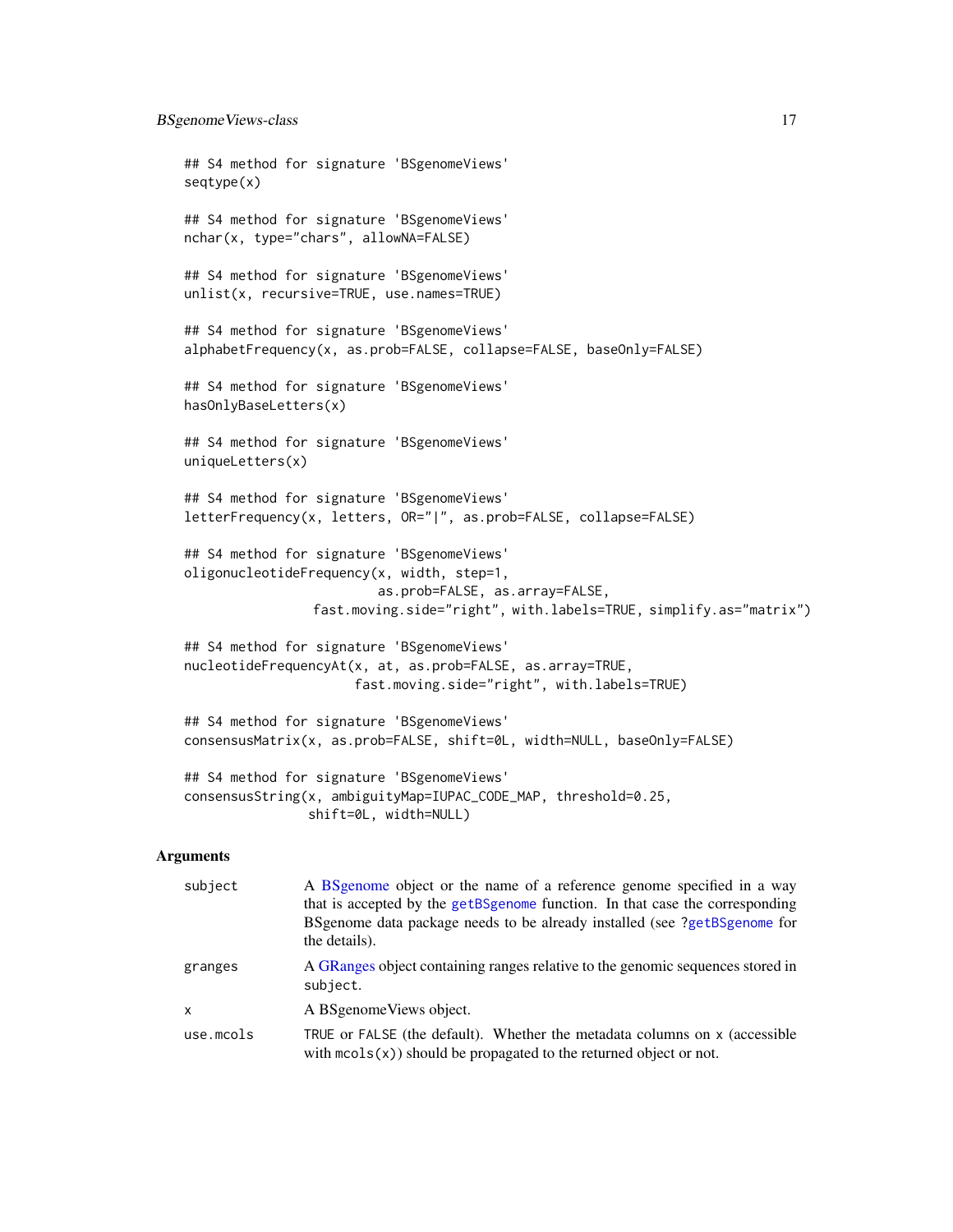```
## S4 method for signature 'BSgenomeViews'
seqtype(x)

## S4 method for signature 'BSgenomeViews'
nchar(x, type="chars", allowNA=FALSE)

## S4 method for signature 'BSgenomeViews'
unlist(x, recursive=TRUE, use.names=TRUE)

## S4 method for signature 'BSgenomeViews'
alphabetFrequency(x, as.prob=FALSE, collapse=FALSE, baseOnly=FALSE)

## S4 method for signature 'BSgenomeViews'
hasOnlyBaseLetters(x)

## S4 method for signature 'BSgenomeViews'
uniqueLetters(x)

## S4 method for signature 'BSgenomeViews'
letterFrequency(x, letters, OR="|", as.prob=FALSE, collapse=FALSE)

## S4 method for signature 'BSgenomeViews'
oligonucleotideFrequency(x, width, step=1,
                         as.prob=FALSE, as.array=FALSE,
                   fast.moving.side="right", with.labels=TRUE, simplify.as="matrix")

## S4 method for signature 'BSgenomeViews'
nucleotideFrequencyAt(x, at, as.prob=FALSE, as.array=TRUE,
                      fast.moving.side="right", with.labels=TRUE)

## S4 method for signature 'BSgenomeViews'
consensusMatrix(x, as.prob=FALSE, shift=0L, width=NULL, baseOnly=FALSE)

## S4 method for signature 'BSgenomeViews'
consensusString(x, ambiguityMap=IUPAC_CODE_MAP, threshold=0.25,
                shift=0L, width=NULL)
```

## Arguments

| | |
|---|---|
| subject | A BSgenome object or the name of a reference genome specified in a way that is accepted by the getBSgenome function. In that case the corresponding BSgenome data package needs to be already installed (see ?getBSgenome for the details). |
| granges | A GRanges object containing ranges relative to the genomic sequences stored in subject. |
| x | A BSgenomeViews object. |
| use.mcols | TRUE or FALSE (the default). Whether the metadata columns on x (accessible with mcols(x)) should be propagated to the returned object or not. |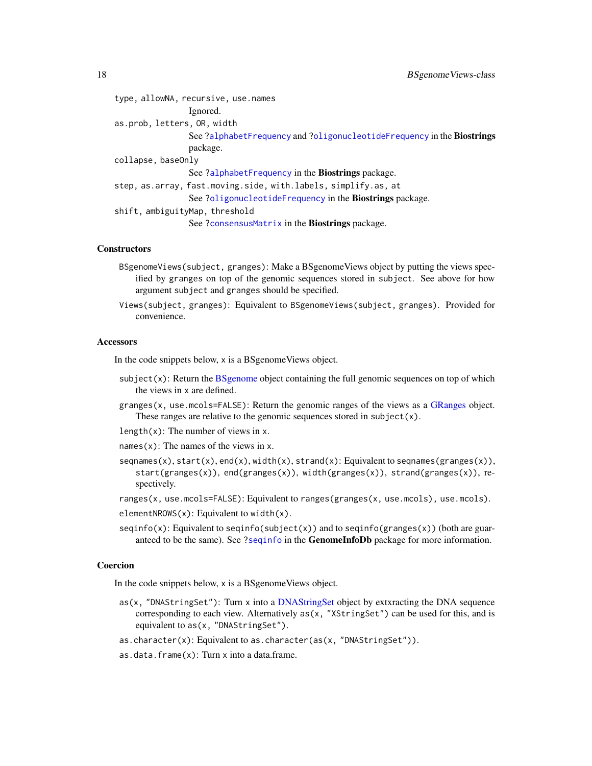`type, allowNA, recursive, use.names`
: Ignored.

`as.prob, letters, OR, width`
: See ?`alphabetFrequency` and ?`oligonucleotideFrequency` in the **Biostrings** package.

`collapse, baseOnly`
: See ?`alphabetFrequency` in the **Biostrings** package.

`step, as.array, fast.moving.side, with.labels, simplify.as, at`
: See ?`oligonucleotideFrequency` in the **Biostrings** package.

`shift, ambiguityMap, threshold`
: See ?`consensusMatrix` in the **Biostrings** package.

### Constructors

`BSgenomeViews(subject, granges)`: Make a BSgenomeViews object by putting the views specified by `granges` on top of the genomic sequences stored in `subject`. See above for how argument `subject` and `granges` should be specified.

`Views(subject, granges)`: Equivalent to `BSgenomeViews(subject, granges)`. Provided for convenience.

### Accessors

In the code snippets below, `x` is a BSgenomeViews object.

`subject(x)`: Return the BSgenome object containing the full genomic sequences on top of which the views in `x` are defined.

`granges(x, use.mcols=FALSE)`: Return the genomic ranges of the views as a GRanges object. These ranges are relative to the genomic sequences stored in `subject(x)`.

`length(x)`: The number of views in `x`.

`names(x)`: The names of the views in `x`.

`seqnames(x)`, `start(x)`, `end(x)`, `width(x)`, `strand(x)`: Equivalent to `seqnames(granges(x))`, `start(granges(x))`, `end(granges(x))`, `width(granges(x))`, `strand(granges(x))`, respectively.

`ranges(x, use.mcols=FALSE)`: Equivalent to `ranges(granges(x, use.mcols), use.mcols)`.

`elementNROWS(x)`: Equivalent to `width(x)`.

`seqinfo(x)`: Equivalent to `seqinfo(subject(x))` and to `seqinfo(granges(x))` (both are guaranteed to be the same). See ?`seqinfo` in the **GenomeInfoDb** package for more information.

### Coercion

In the code snippets below, `x` is a BSgenomeViews object.

`as(x, "DNAStringSet")`: Turn `x` into a DNAStringSet object by extxracting the DNA sequence corresponding to each view. Alternatively `as(x, "XStringSet")` can be used for this, and is equivalent to `as(x, "DNAStringSet")`.

`as.character(x)`: Equivalent to `as.character(as(x, "DNAStringSet"))`.

`as.data.frame(x)`: Turn `x` into a data.frame.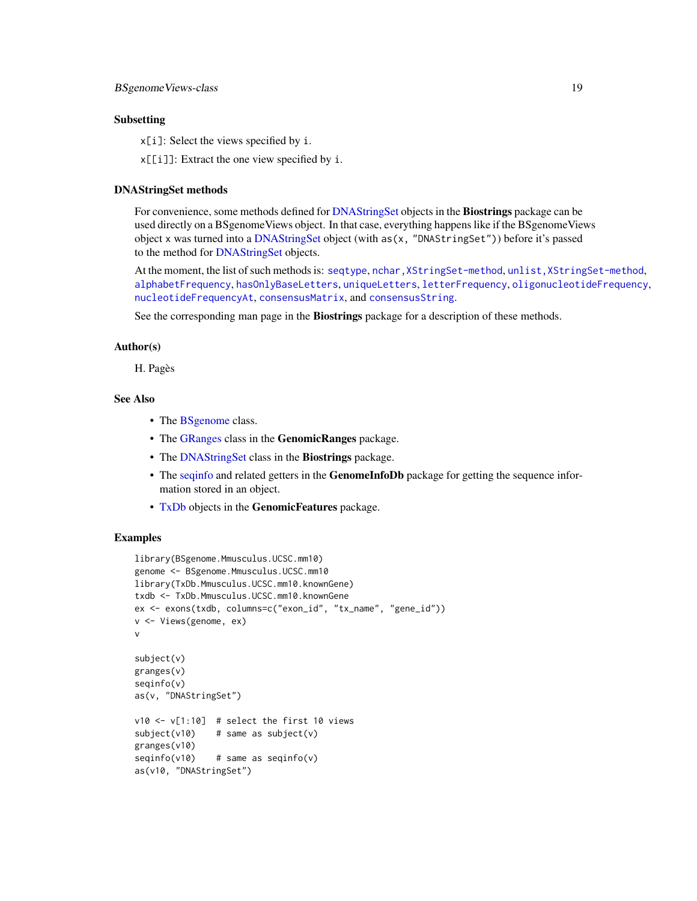## Subsetting

`x[i]`: Select the views specified by `i`.

`x[[i]]`: Extract the one view specified by `i`.

## DNAStringSet methods

For convenience, some methods defined for DNAStringSet objects in the **Biostrings** package can be used directly on a BSgenomeViews object. In that case, everything happens like if the BSgenomeViews object `x` was turned into a DNAStringSet object (with `as(x, "DNAStringSet")`) before it's passed to the method for DNAStringSet objects.

At the moment, the list of such methods is: `seqtype`, `nchar,XStringSet-method`, `unlist,XStringSet-method`, `alphabetFrequency`, `hasOnlyBaseLetters`, `uniqueLetters`, `letterFrequency`, `oligonucleotideFrequency`, `nucleotideFrequencyAt`, `consensusMatrix`, and `consensusString`.

See the corresponding man page in the **Biostrings** package for a description of these methods.

## Author(s)

H. Pagès

## See Also

- The BSgenome class.
- The GRanges class in the **GenomicRanges** package.
- The DNAStringSet class in the **Biostrings** package.
- The seqinfo and related getters in the **GenomeInfoDb** package for getting the sequence information stored in an object.
- TxDb objects in the **GenomicFeatures** package.

## Examples

```
library(BSgenome.Mmusculus.UCSC.mm10)
genome <- BSgenome.Mmusculus.UCSC.mm10
library(TxDb.Mmusculus.UCSC.mm10.knownGene)
txdb <- TxDb.Mmusculus.UCSC.mm10.knownGene
ex <- exons(txdb, columns=c("exon_id", "tx_name", "gene_id"))
v <- Views(genome, ex)
v

subject(v)
granges(v)
seqinfo(v)
as(v, "DNAStringSet")

v10 <- v[1:10]  # select the first 10 views
subject(v10)    # same as subject(v)
granges(v10)
seqinfo(v10)    # same as seqinfo(v)
as(v10, "DNAStringSet")
```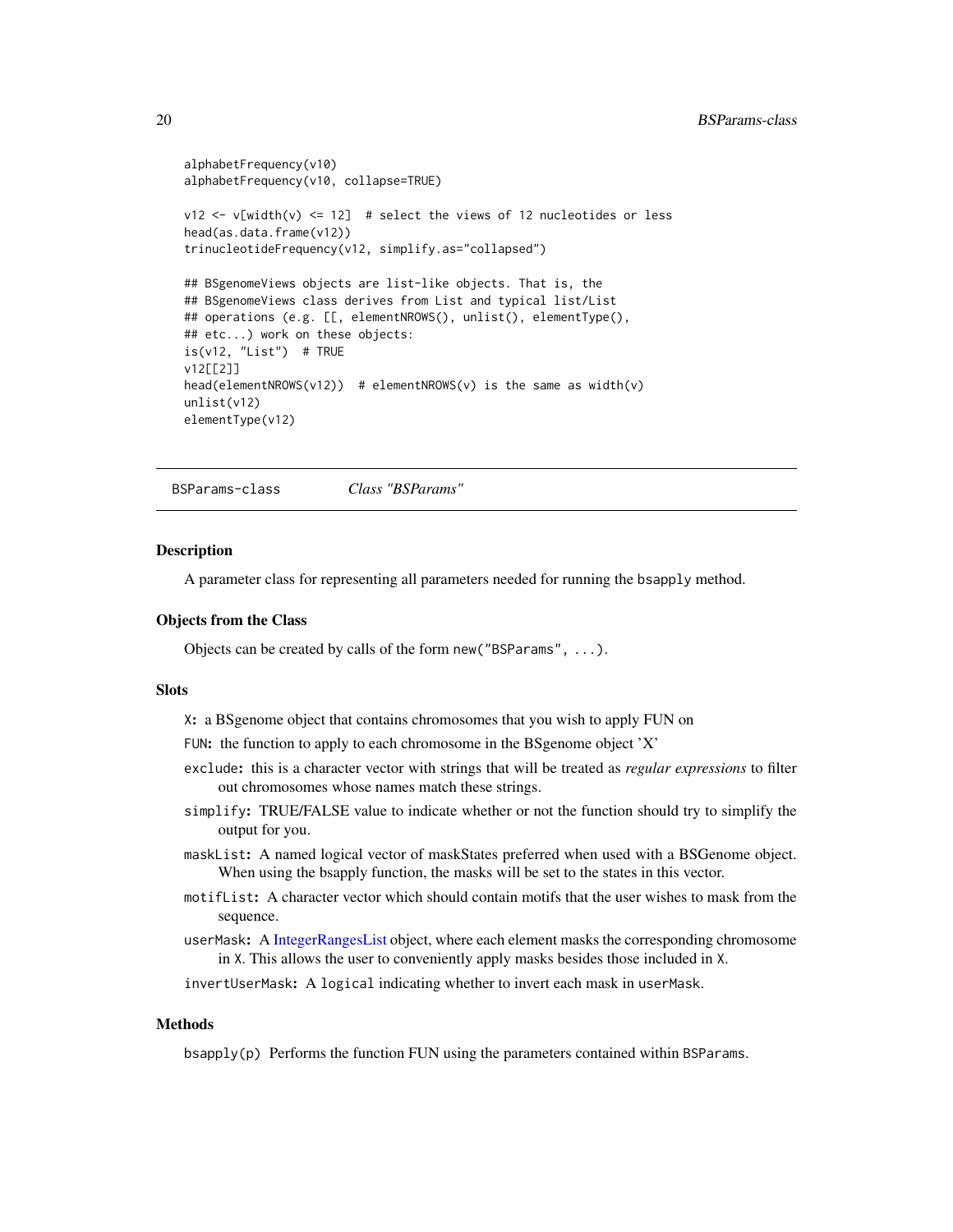```
alphabetFrequency(v10)
alphabetFrequency(v10, collapse=TRUE)

v12 <- v[width(v) <= 12]  # select the views of 12 nucleotides or less
head(as.data.frame(v12))
trinucleotideFrequency(v12, simplify.as="collapsed")

## BSgenomeViews objects are list-like objects. That is, the
## BSgenomeViews class derives from List and typical list/List
## operations (e.g. [[, elementNROWS(), unlist(), elementType(),
## etc...) work on these objects:
is(v12, "List")  # TRUE
v12[[2]]
head(elementNROWS(v12))  # elementNROWS(v) is the same as width(v)
unlist(v12)
elementType(v12)
```

---

## BSParams-class *Class "BSParams"*

### Description

A parameter class for representing all parameters needed for running the `bsapply` method.

### Objects from the Class

Objects can be created by calls of the form `new("BSParams", ...)`.

### Slots

`X`: a BSgenome object that contains chromosomes that you wish to apply FUN on

`FUN`: the function to apply to each chromosome in the BSgenome object 'X'

`exclude`: this is a character vector with strings that will be treated as *regular expressions* to filter out chromosomes whose names match these strings.

`simplify`: TRUE/FALSE value to indicate whether or not the function should try to simplify the output for you.

`maskList`: A named logical vector of maskStates preferred when used with a BSGenome object. When using the bsapply function, the masks will be set to the states in this vector.

`motifList`: A character vector which should contain motifs that the user wishes to mask from the sequence.

`userMask`: A IntegerRangesList object, where each element masks the corresponding chromosome in `X`. This allows the user to conveniently apply masks besides those included in `X`.

`invertUserMask`: A `logical` indicating whether to invert each mask in `userMask`.

### Methods

`bsapply(p)` Performs the function FUN using the parameters contained within `BSParams`.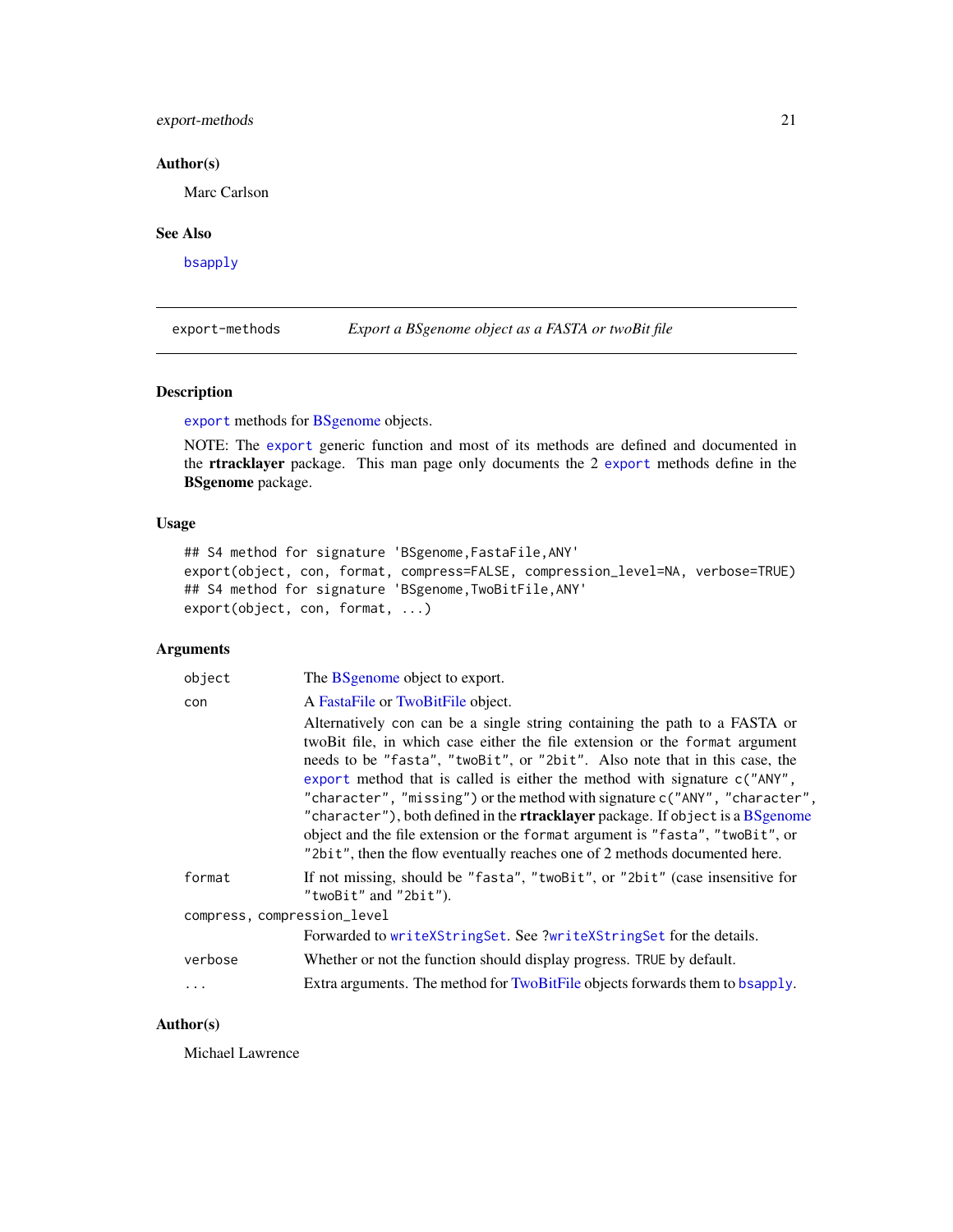## Author(s)

Marc Carlson

## See Also

`bsapply`

---

# export-methods — *Export a BSgenome object as a FASTA or twoBit file*

---

## Description

`export` methods for BSgenome objects.

NOTE: The `export` generic function and most of its methods are defined and documented in the **rtracklayer** package. This man page only documents the 2 `export` methods define in the **BSgenome** package.

## Usage

```
## S4 method for signature 'BSgenome,FastaFile,ANY'
export(object, con, format, compress=FALSE, compression_level=NA, verbose=TRUE)
## S4 method for signature 'BSgenome,TwoBitFile,ANY'
export(object, con, format, ...)
```

## Arguments

| | |
|---|---|
| `object` | The BSgenome object to export. |
| `con` | A FastaFile or TwoBitFile object.<br>Alternatively `con` can be a single string containing the path to a FASTA or twoBit file, in which case either the file extension or the `format` argument needs to be `"fasta"`, `"twoBit"`, or `"2bit"`. Also note that in this case, the `export` method that is called is either the method with signature `c("ANY", "character", "missing")` or the method with signature `c("ANY", "character", "character")`, both defined in the **rtracklayer** package. If `object` is a BSgenome object and the file extension or the `format` argument is `"fasta"`, `"twoBit"`, or `"2bit"`, then the flow eventually reaches one of 2 methods documented here. |
| `format` | If not missing, should be `"fasta"`, `"twoBit"`, or `"2bit"` (case insensitive for `"twoBit"` and `"2bit"`). |
| `compress, compression_level` | Forwarded to `writeXStringSet`. See ?`writeXStringSet` for the details. |
| `verbose` | Whether or not the function should display progress. `TRUE` by default. |
| `...` | Extra arguments. The method for TwoBitFile objects forwards them to `bsapply`. |

## Author(s)

Michael Lawrence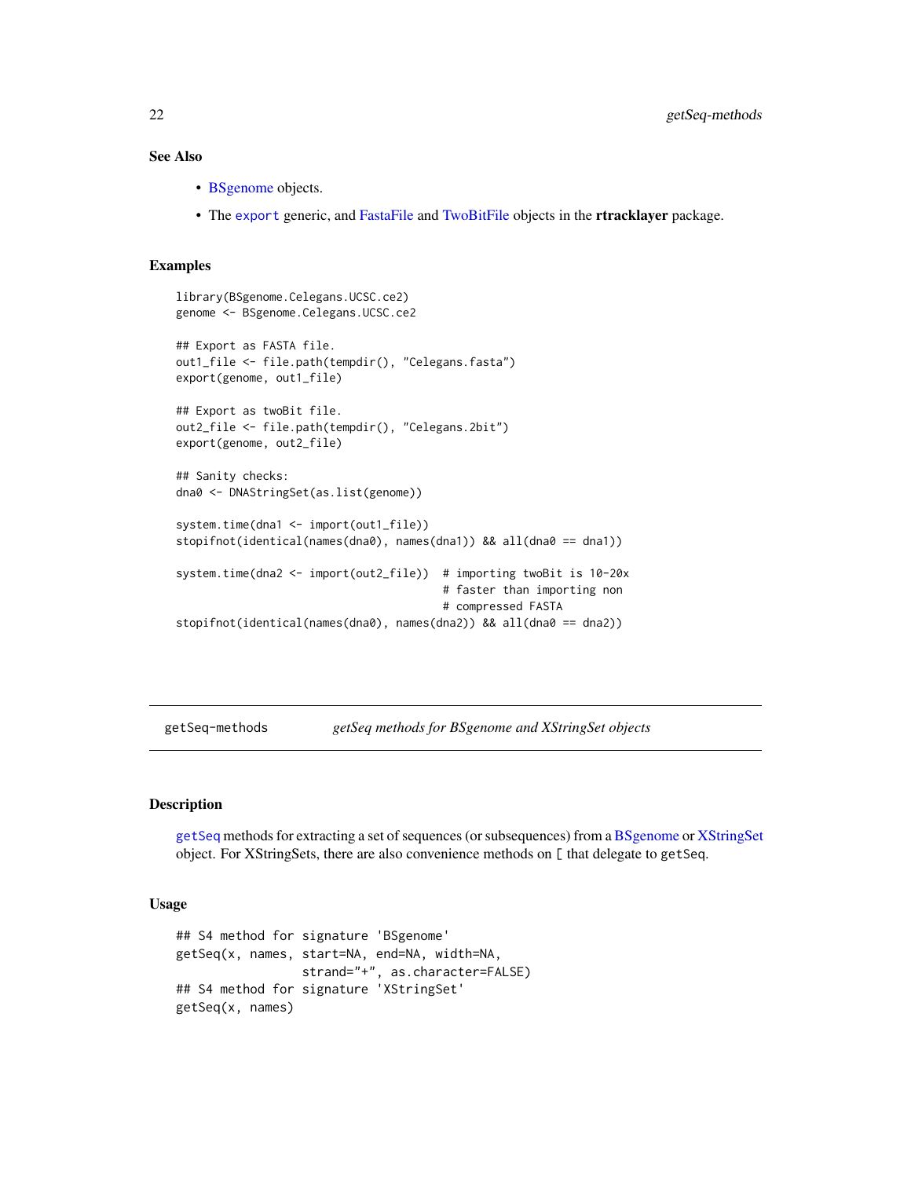### See Also

- BSgenome objects.
- The `export` generic, and FastaFile and TwoBitFile objects in the **rtracklayer** package.

### Examples

```
library(BSgenome.Celegans.UCSC.ce2)
genome <- BSgenome.Celegans.UCSC.ce2

## Export as FASTA file.
out1_file <- file.path(tempdir(), "Celegans.fasta")
export(genome, out1_file)

## Export as twoBit file.
out2_file <- file.path(tempdir(), "Celegans.2bit")
export(genome, out2_file)

## Sanity checks:
dna0 <- DNAStringSet(as.list(genome))

system.time(dna1 <- import(out1_file))
stopifnot(identical(names(dna0), names(dna1)) && all(dna0 == dna1))

system.time(dna2 <- import(out2_file))  # importing twoBit is 10-20x
                                        # faster than importing non
                                        # compressed FASTA
stopifnot(identical(names(dna0), names(dna2)) && all(dna0 == dna2))
```

---

## getSeq-methods *getSeq methods for BSgenome and XStringSet objects*

---

### Description

`getSeq` methods for extracting a set of sequences (or subsequences) from a BSgenome or XStringSet object. For XStringSets, there are also convenience methods on `[` that delegate to `getSeq`.

### Usage

```
## S4 method for signature 'BSgenome'
getSeq(x, names, start=NA, end=NA, width=NA,
                 strand="+", as.character=FALSE)
## S4 method for signature 'XStringSet'
getSeq(x, names)
```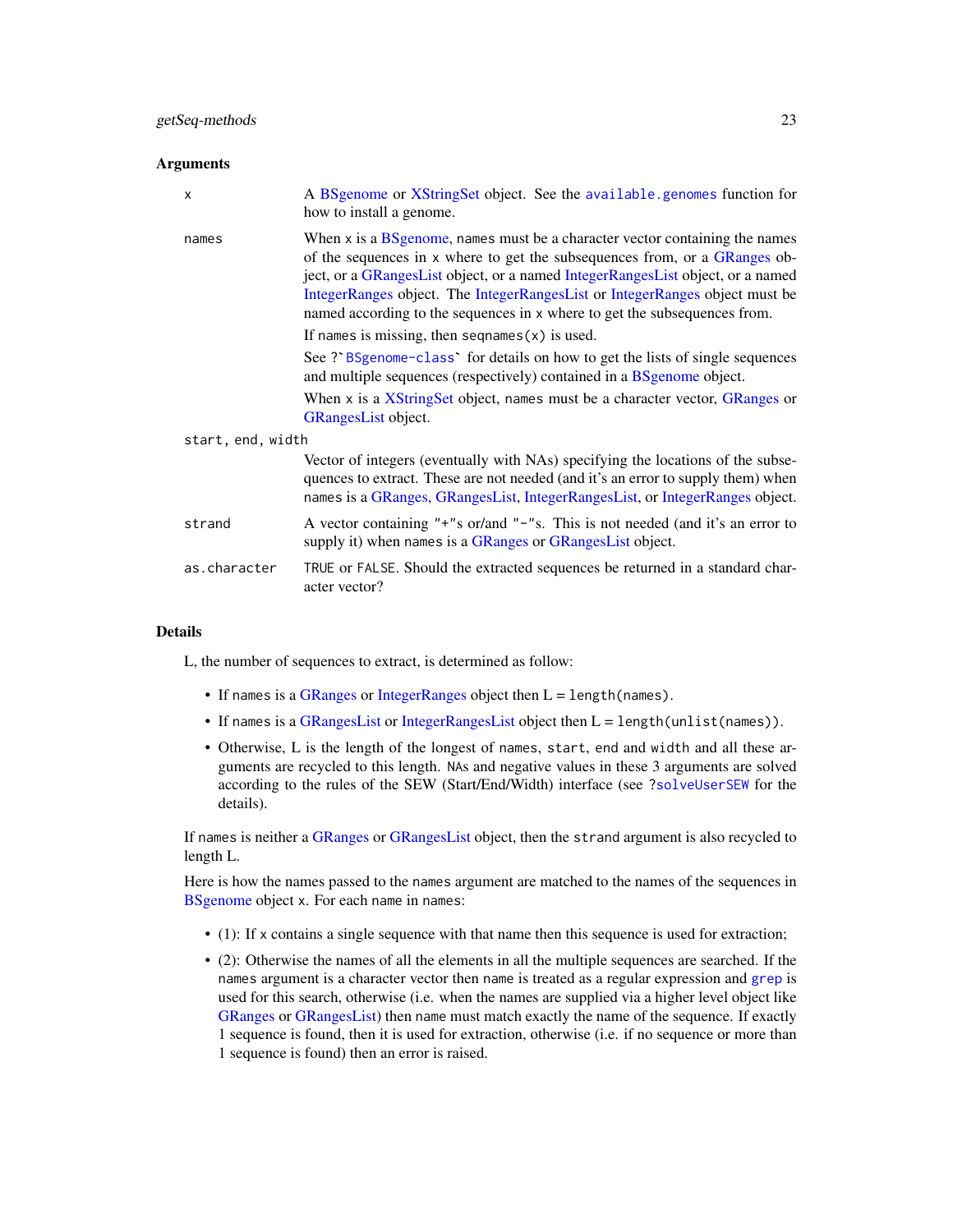### Arguments

- **x** — A BSgenome or XStringSet object. See the `available.genomes` function for how to install a genome.

- **names** — When x is a BSgenome, names must be a character vector containing the names of the sequences in x where to get the subsequences from, or a GRanges object, or a GRangesList object, or a named IntegerRangesList object, or a named IntegerRanges object. The IntegerRangesList or IntegerRanges object must be named according to the sequences in x where to get the subsequences from.

  If names is missing, then `seqnames(x)` is used.

  See ?`` `BSgenome-class` `` for details on how to get the lists of single sequences and multiple sequences (respectively) contained in a BSgenome object.

  When x is a XStringSet object, names must be a character vector, GRanges or GRangesList object.

- **start, end, width** — Vector of integers (eventually with NAs) specifying the locations of the subsequences to extract. These are not needed (and it's an error to supply them) when names is a GRanges, GRangesList, IntegerRangesList, or IntegerRanges object.

- **strand** — A vector containing `"+"`s or/and `"-"`s. This is not needed (and it's an error to supply it) when names is a GRanges or GRangesList object.

- **as.character** — `TRUE` or `FALSE`. Should the extracted sequences be returned in a standard character vector?

### Details

L, the number of sequences to extract, is determined as follow:

- If names is a GRanges or IntegerRanges object then L = `length(names)`.
- If names is a GRangesList or IntegerRangesList object then L = `length(unlist(names))`.
- Otherwise, L is the length of the longest of names, start, end and width and all these arguments are recycled to this length. NAs and negative values in these 3 arguments are solved according to the rules of the SEW (Start/End/Width) interface (see `?solveUserSEW` for the details).

If names is neither a GRanges or GRangesList object, then the strand argument is also recycled to length L.

Here is how the names passed to the names argument are matched to the names of the sequences in BSgenome object x. For each name in names:

- (1): If x contains a single sequence with that name then this sequence is used for extraction;
- (2): Otherwise the names of all the elements in all the multiple sequences are searched. If the names argument is a character vector then name is treated as a regular expression and `grep` is used for this search, otherwise (i.e. when the names are supplied via a higher level object like GRanges or GRangesList) then name must match exactly the name of the sequence. If exactly 1 sequence is found, then it is used for extraction, otherwise (i.e. if no sequence or more than 1 sequence is found) then an error is raised.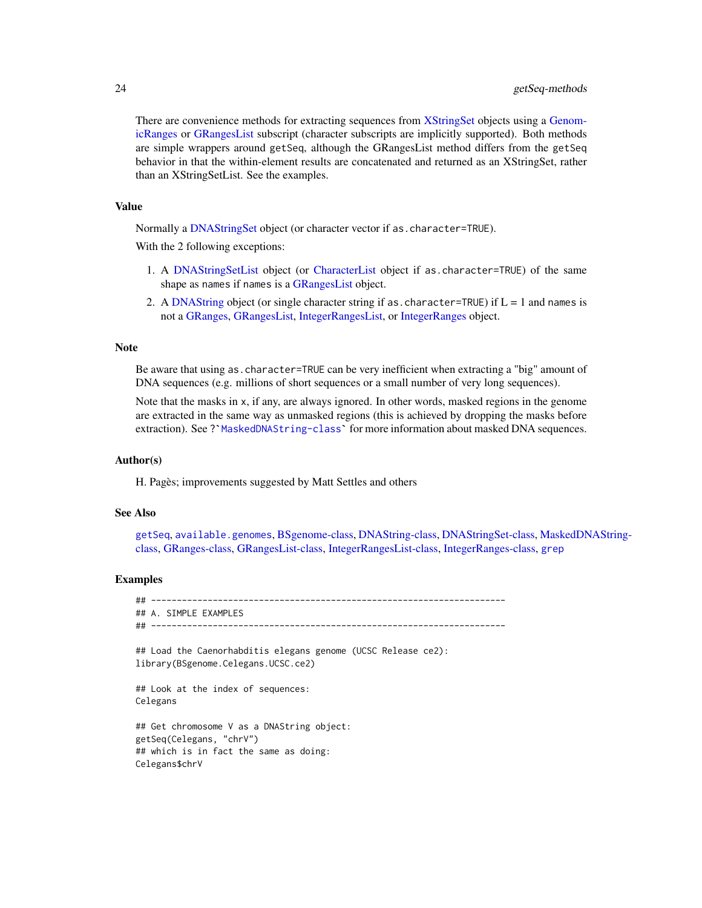There are convenience methods for extracting sequences from XStringSet objects using a GenomicRanges or GRangesList subscript (character subscripts are implicitly supported). Both methods are simple wrappers around `getSeq`, although the GRangesList method differs from the `getSeq` behavior in that the within-element results are concatenated and returned as an XStringSet, rather than an XStringSetList. See the examples.

### Value

Normally a DNAStringSet object (or character vector if `as.character=TRUE`).

With the 2 following exceptions:

1. A DNAStringSetList object (or CharacterList object if `as.character=TRUE`) of the same shape as `names` if `names` is a GRangesList object.
2. A DNAString object (or single character string if `as.character=TRUE`) if L = 1 and `names` is not a GRanges, GRangesList, IntegerRangesList, or IntegerRanges object.

### Note

Be aware that using `as.character=TRUE` can be very inefficient when extracting a "big" amount of DNA sequences (e.g. millions of short sequences or a small number of very long sequences).

Note that the masks in `x`, if any, are always ignored. In other words, masked regions in the genome are extracted in the same way as unmasked regions (this is achieved by dropping the masks before extraction). See ?`` `MaskedDNAString-class` `` for more information about masked DNA sequences.

### Author(s)

H. Pagès; improvements suggested by Matt Settles and others

### See Also

`getSeq`, `available.genomes`, BSgenome-class, DNAString-class, DNAStringSet-class, MaskedDNAString-class, GRanges-class, GRangesList-class, IntegerRangesList-class, IntegerRanges-class, `grep`

### Examples

```
## ---------------------------------------------------------------------
## A. SIMPLE EXAMPLES
## ---------------------------------------------------------------------

## Load the Caenorhabditis elegans genome (UCSC Release ce2):
library(BSgenome.Celegans.UCSC.ce2)

## Look at the index of sequences:
Celegans

## Get chromosome V as a DNAString object:
getSeq(Celegans, "chrV")
## which is in fact the same as doing:
Celegans$chrV
```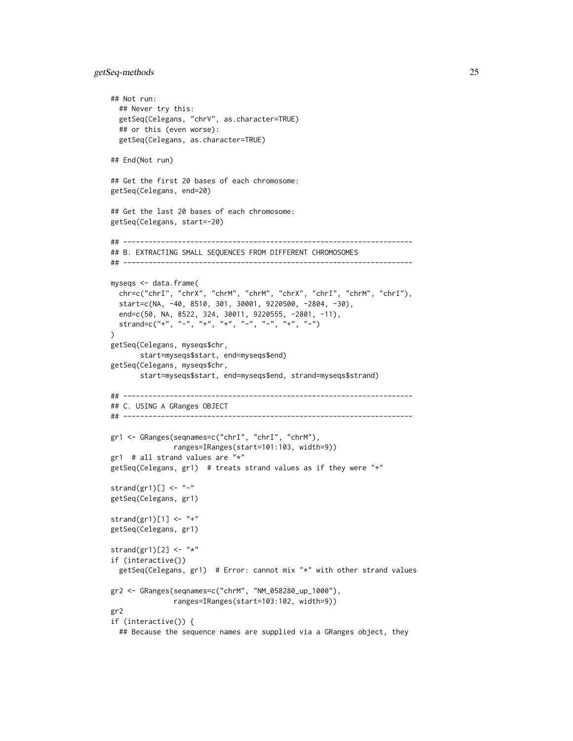```
## Not run:
  ## Never try this:
  getSeq(Celegans, "chrV", as.character=TRUE)
  ## or this (even worse):
  getSeq(Celegans, as.character=TRUE)

## End(Not run)

## Get the first 20 bases of each chromosome:
getSeq(Celegans, end=20)

## Get the last 20 bases of each chromosome:
getSeq(Celegans, start=-20)

## ---------------------------------------------------------------------
## B. EXTRACTING SMALL SEQUENCES FROM DIFFERENT CHROMOSOMES
## ---------------------------------------------------------------------

myseqs <- data.frame(
  chr=c("chrI", "chrX", "chrM", "chrM", "chrX", "chrI", "chrM", "chrI"),
  start=c(NA, -40, 8510, 301, 30001, 9220500, -2804, -30),
  end=c(50, NA, 8522, 324, 30011, 9220555, -2801, -11),
  strand=c("+", "-", "+", "+", "-", "-", "+", "-")
)
getSeq(Celegans, myseqs$chr,
       start=myseqs$start, end=myseqs$end)
getSeq(Celegans, myseqs$chr,
       start=myseqs$start, end=myseqs$end, strand=myseqs$strand)

## ---------------------------------------------------------------------
## C. USING A GRanges OBJECT
## ---------------------------------------------------------------------

gr1 <- GRanges(seqnames=c("chrI", "chrI", "chrM"),
               ranges=IRanges(start=101:103, width=9))
gr1  # all strand values are "*"
getSeq(Celegans, gr1)  # treats strand values as if they were "+"

strand(gr1)[] <- "-"
getSeq(Celegans, gr1)

strand(gr1)[1] <- "+"
getSeq(Celegans, gr1)

strand(gr1)[2] <- "*"
if (interactive())
  getSeq(Celegans, gr1)  # Error: cannot mix "*" with other strand values

gr2 <- GRanges(seqnames=c("chrM", "NM_058280_up_1000"),
               ranges=IRanges(start=103:102, width=9))
gr2
if (interactive()) {
  ## Because the sequence names are supplied via a GRanges object, they
```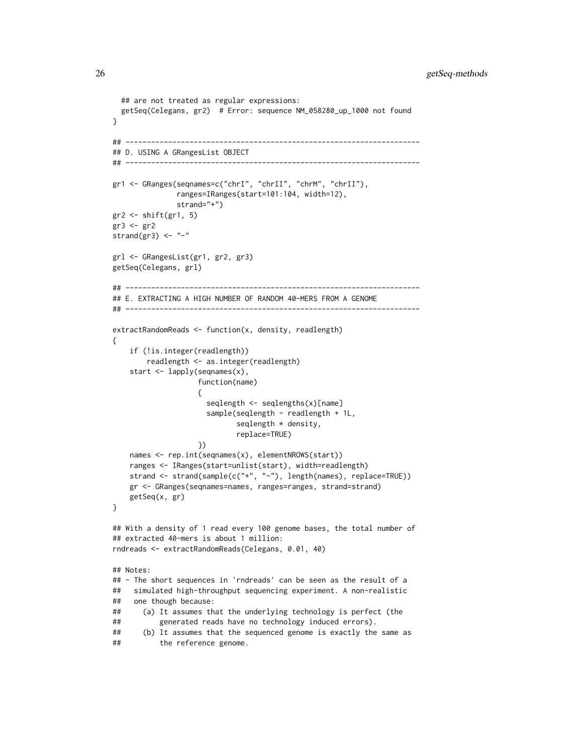```
  ## are not treated as regular expressions:
  getSeq(Celegans, gr2)  # Error: sequence NM_058280_up_1000 not found
}

## ---------------------------------------------------------------------
## D. USING A GRangesList OBJECT
## ---------------------------------------------------------------------

gr1 <- GRanges(seqnames=c("chrI", "chrII", "chrM", "chrII"),
               ranges=IRanges(start=101:104, width=12),
               strand="+")
gr2 <- shift(gr1, 5)
gr3 <- gr2
strand(gr3) <- "-"

grl <- GRangesList(gr1, gr2, gr3)
getSeq(Celegans, grl)

## ---------------------------------------------------------------------
## E. EXTRACTING A HIGH NUMBER OF RANDOM 40-MERS FROM A GENOME
## ---------------------------------------------------------------------

extractRandomReads <- function(x, density, readlength)
{
    if (!is.integer(readlength))
        readlength <- as.integer(readlength)
    start <- lapply(seqnames(x),
                    function(name)
                    {
                      seqlength <- seqlengths(x)[name]
                      sample(seqlength - readlength + 1L,
                             seqlength * density,
                             replace=TRUE)
                    })
    names <- rep.int(seqnames(x), elementNROWS(start))
    ranges <- IRanges(start=unlist(start), width=readlength)
    strand <- strand(sample(c("+", "-"), length(names), replace=TRUE))
    gr <- GRanges(seqnames=names, ranges=ranges, strand=strand)
    getSeq(x, gr)
}

## With a density of 1 read every 100 genome bases, the total number of
## extracted 40-mers is about 1 million:
rndreads <- extractRandomReads(Celegans, 0.01, 40)

## Notes:
## - The short sequences in 'rndreads' can be seen as the result of a
##   simulated high-throughput sequencing experiment. A non-realistic
##   one though because:
##     (a) It assumes that the underlying technology is perfect (the
##         generated reads have no technology induced errors).
##     (b) It assumes that the sequenced genome is exactly the same as
##         the reference genome.
```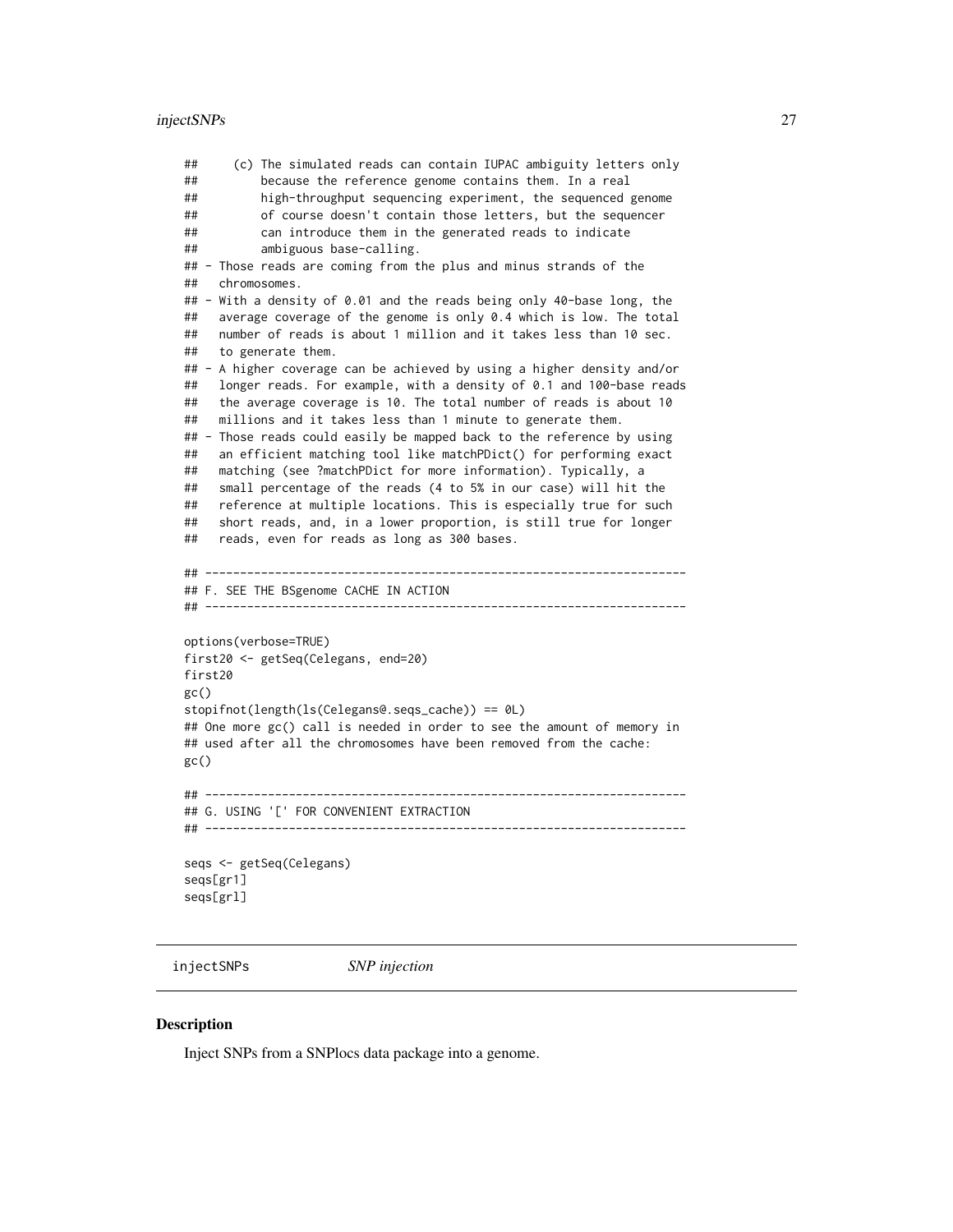```
##     (c) The simulated reads can contain IUPAC ambiguity letters only
##         because the reference genome contains them. In a real
##         high-throughput sequencing experiment, the sequenced genome
##         of course doesn't contain those letters, but the sequencer
##         can introduce them in the generated reads to indicate
##         ambiguous base-calling.
## - Those reads are coming from the plus and minus strands of the
##   chromosomes.
## - With a density of 0.01 and the reads being only 40-base long, the
##   average coverage of the genome is only 0.4 which is low. The total
##   number of reads is about 1 million and it takes less than 10 sec.
##   to generate them.
## - A higher coverage can be achieved by using a higher density and/or
##   longer reads. For example, with a density of 0.1 and 100-base reads
##   the average coverage is 10. The total number of reads is about 10
##   millions and it takes less than 1 minute to generate them.
## - Those reads could easily be mapped back to the reference by using
##   an efficient matching tool like matchPDict() for performing exact
##   matching (see ?matchPDict for more information). Typically, a
##   small percentage of the reads (4 to 5% in our case) will hit the
##   reference at multiple locations. This is especially true for such
##   short reads, and, in a lower proportion, is still true for longer
##   reads, even for reads as long as 300 bases.

## ---------------------------------------------------------------------
## F. SEE THE BSgenome CACHE IN ACTION
## ---------------------------------------------------------------------

options(verbose=TRUE)
first20 <- getSeq(Celegans, end=20)
first20
gc()
stopifnot(length(ls(Celegans@.seqs_cache)) == 0L)
## One more gc() call is needed in order to see the amount of memory in
## used after all the chromosomes have been removed from the cache:
gc()

## ---------------------------------------------------------------------
## G. USING '[' FOR CONVENIENT EXTRACTION
## ---------------------------------------------------------------------

seqs <- getSeq(Celegans)
seqs[gr1]
seqs[grl]
```

# injectSNPs *SNP injection*

## Description

Inject SNPs from a SNPlocs data package into a genome.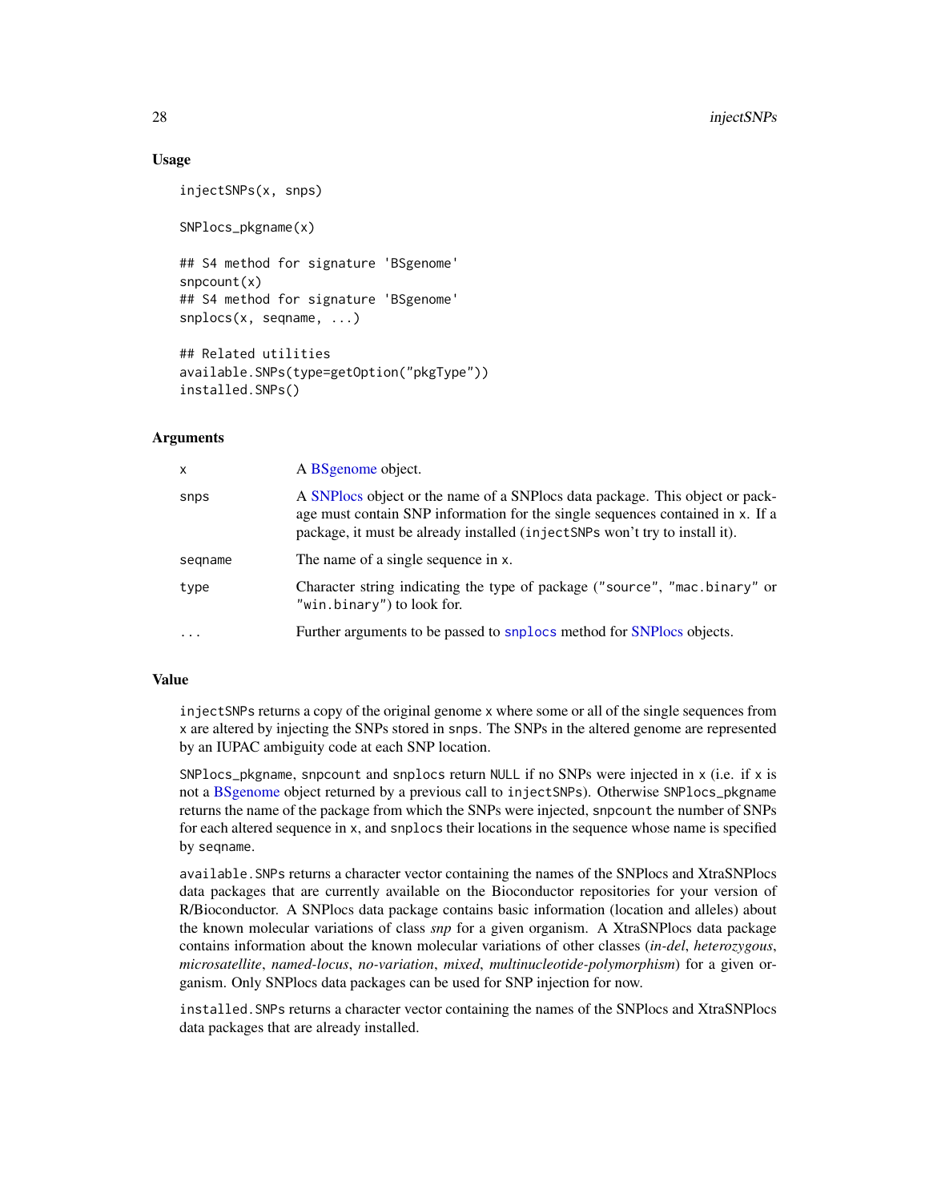## Usage

```
injectSNPs(x, snps)

SNPlocs_pkgname(x)

## S4 method for signature 'BSgenome'
snpcount(x)
## S4 method for signature 'BSgenome'
snplocs(x, seqname, ...)

## Related utilities
available.SNPs(type=getOption("pkgType"))
installed.SNPs()
```

## Arguments

| | |
|---|---|
| `x` | A BSgenome object. |
| `snps` | A SNPlocs object or the name of a SNPlocs data package. This object or package must contain SNP information for the single sequences contained in `x`. If a package, it must be already installed (`injectSNPs` won't try to install it). |
| `seqname` | The name of a single sequence in `x`. |
| `type` | Character string indicating the type of package (`"source"`, `"mac.binary"` or `"win.binary"`) to look for. |
| `...` | Further arguments to be passed to `snplocs` method for SNPlocs objects. |

## Value

`injectSNPs` returns a copy of the original genome `x` where some or all of the single sequences from `x` are altered by injecting the SNPs stored in `snps`. The SNPs in the altered genome are represented by an IUPAC ambiguity code at each SNP location.

`SNPlocs_pkgname`, `snpcount` and `snplocs` return `NULL` if no SNPs were injected in `x` (i.e. if `x` is not a BSgenome object returned by a previous call to `injectSNPs`). Otherwise `SNPlocs_pkgname` returns the name of the package from which the SNPs were injected, `snpcount` the number of SNPs for each altered sequence in `x`, and `snplocs` their locations in the sequence whose name is specified by `seqname`.

`available.SNPs` returns a character vector containing the names of the SNPlocs and XtraSNPlocs data packages that are currently available on the Bioconductor repositories for your version of R/Bioconductor. A SNPlocs data package contains basic information (location and alleles) about the known molecular variations of class *snp* for a given organism. A XtraSNPlocs data package contains information about the known molecular variations of other classes (*in-del*, *heterozygous*, *microsatellite*, *named-locus*, *no-variation*, *mixed*, *multinucleotide-polymorphism*) for a given organism. Only SNPlocs data packages can be used for SNP injection for now.

`installed.SNPs` returns a character vector containing the names of the SNPlocs and XtraSNPlocs data packages that are already installed.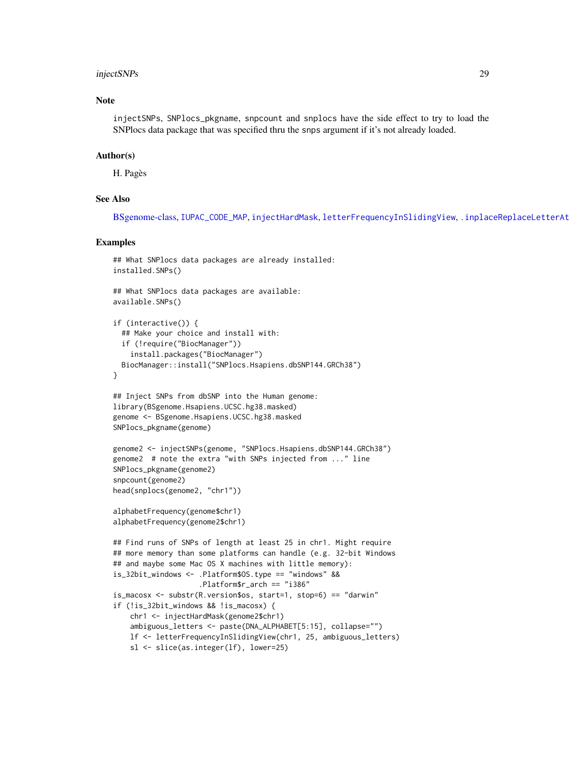## Note

injectSNPs, SNPlocs_pkgname, snpcount and snplocs have the side effect to try to load the SNPlocs data package that was specified thru the snps argument if it's not already loaded.

## Author(s)

H. Pagès

## See Also

BSgenome-class, IUPAC_CODE_MAP, injectHardMask, letterFrequencyInSlidingView, .inplaceReplaceLetterAt

## Examples

```
## What SNPlocs data packages are already installed:
installed.SNPs()

## What SNPlocs data packages are available:
available.SNPs()

if (interactive()) {
  ## Make your choice and install with:
  if (!require("BiocManager"))
    install.packages("BiocManager")
  BiocManager::install("SNPlocs.Hsapiens.dbSNP144.GRCh38")
}

## Inject SNPs from dbSNP into the Human genome:
library(BSgenome.Hsapiens.UCSC.hg38.masked)
genome <- BSgenome.Hsapiens.UCSC.hg38.masked
SNPlocs_pkgname(genome)

genome2 <- injectSNPs(genome, "SNPlocs.Hsapiens.dbSNP144.GRCh38")
genome2  # note the extra "with SNPs injected from ..." line
SNPlocs_pkgname(genome2)
snpcount(genome2)
head(snplocs(genome2, "chr1"))

alphabetFrequency(genome$chr1)
alphabetFrequency(genome2$chr1)

## Find runs of SNPs of length at least 25 in chr1. Might require
## more memory than some platforms can handle (e.g. 32-bit Windows
## and maybe some Mac OS X machines with little memory):
is_32bit_windows <- .Platform$OS.type == "windows" &&
                    .Platform$r_arch == "i386"
is_macosx <- substr(R.version$os, start=1, stop=6) == "darwin"
if (!is_32bit_windows && !is_macosx) {
    chr1 <- injectHardMask(genome2$chr1)
    ambiguous_letters <- paste(DNA_ALPHABET[5:15], collapse="")
    lf <- letterFrequencyInSlidingView(chr1, 25, ambiguous_letters)
    sl <- slice(as.integer(lf), lower=25)
```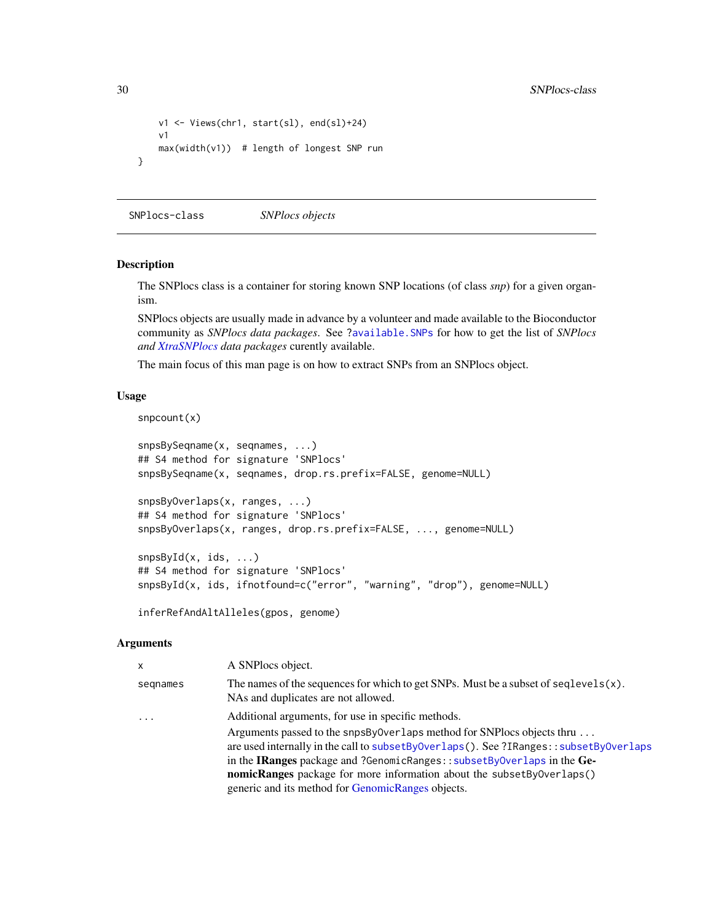```
    v1 <- Views(chr1, start(sl), end(sl)+24)
    v1
    max(width(v1))  # length of longest SNP run
}
```

---

SNPlocs-class *SNPlocs objects*

---

## Description

The SNPlocs class is a container for storing known SNP locations (of class *snp*) for a given organism.

SNPlocs objects are usually made in advance by a volunteer and made available to the Bioconductor community as *SNPlocs data packages*. See ?available.SNPs for how to get the list of *SNPlocs and XtraSNPlocs data packages* curently available.

The main focus of this man page is on how to extract SNPs from an SNPlocs object.

## Usage

```
snpcount(x)

snpsBySeqname(x, seqnames, ...)
## S4 method for signature 'SNPlocs'
snpsBySeqname(x, seqnames, drop.rs.prefix=FALSE, genome=NULL)

snpsByOverlaps(x, ranges, ...)
## S4 method for signature 'SNPlocs'
snpsByOverlaps(x, ranges, drop.rs.prefix=FALSE, ..., genome=NULL)

snpsById(x, ids, ...)
## S4 method for signature 'SNPlocs'
snpsById(x, ids, ifnotfound=c("error", "warning", "drop"), genome=NULL)

inferRefAndAltAlleles(gpos, genome)
```

## Arguments

| | |
|---|---|
| x | A SNPlocs object. |
| seqnames | The names of the sequences for which to get SNPs. Must be a subset of seqlevels(x). NAs and duplicates are not allowed. |
| ... | Additional arguments, for use in specific methods. Arguments passed to the snpsByOverlaps method for SNPlocs objects thru ... are used internally in the call to subsetByOverlaps(). See ?IRanges::subsetByOverlaps in the **IRanges** package and ?GenomicRanges::subsetByOverlaps in the **GenomicRanges** package for more information about the subsetByOverlaps() generic and its method for GenomicRanges objects. |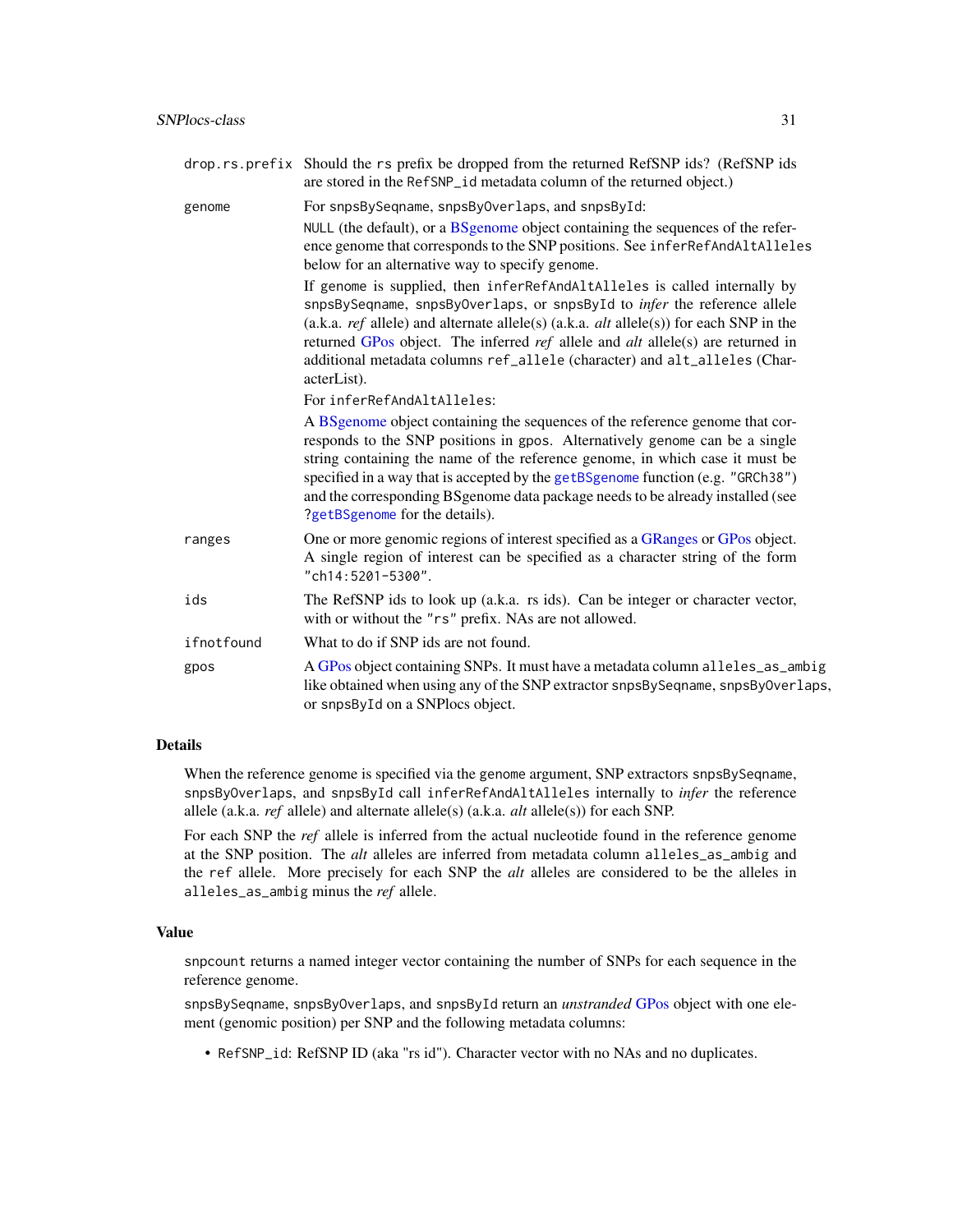| | |
|---|---|
| drop.rs.prefix | Should the rs prefix be dropped from the returned RefSNP ids? (RefSNP ids are stored in the RefSNP_id metadata column of the returned object.) |
| genome | For snpsBySeqname, snpsByOverlaps, and snpsById:<br><br>NULL (the default), or a BSgenome object containing the sequences of the reference genome that corresponds to the SNP positions. See inferRefAndAltAlleles below for an alternative way to specify genome.<br><br>If genome is supplied, then inferRefAndAltAlleles is called internally by snpsBySeqname, snpsByOverlaps, or snpsById to *infer* the reference allele (a.k.a. *ref* allele) and alternate allele(s) (a.k.a. *alt* allele(s)) for each SNP in the returned GPos object. The inferred *ref* allele and *alt* allele(s) are returned in additional metadata columns ref_allele (character) and alt_alleles (CharacterList).<br><br>For inferRefAndAltAlleles:<br><br>A BSgenome object containing the sequences of the reference genome that corresponds to the SNP positions in gpos. Alternatively genome can be a single string containing the name of the reference genome, in which case it must be specified in a way that is accepted by the getBSgenome function (e.g. "GRCh38") and the corresponding BSgenome data package needs to be already installed (see ?getBSgenome for the details). |
| ranges | One or more genomic regions of interest specified as a GRanges or GPos object. A single region of interest can be specified as a character string of the form "ch14:5201-5300". |
| ids | The RefSNP ids to look up (a.k.a. rs ids). Can be integer or character vector, with or without the "rs" prefix. NAs are not allowed. |
| ifnotfound | What to do if SNP ids are not found. |
| gpos | A GPos object containing SNPs. It must have a metadata column alleles_as_ambig like obtained when using any of the SNP extractor snpsBySeqname, snpsByOverlaps, or snpsById on a SNPlocs object. |

## Details

When the reference genome is specified via the genome argument, SNP extractors snpsBySeqname, snpsByOverlaps, and snpsById call inferRefAndAltAlleles internally to *infer* the reference allele (a.k.a. *ref* allele) and alternate allele(s) (a.k.a. *alt* allele(s)) for each SNP.

For each SNP the *ref* allele is inferred from the actual nucleotide found in the reference genome at the SNP position. The *alt* alleles are inferred from metadata column alleles_as_ambig and the ref allele. More precisely for each SNP the *alt* alleles are considered to be the alleles in alleles_as_ambig minus the *ref* allele.

## Value

snpcount returns a named integer vector containing the number of SNPs for each sequence in the reference genome.

snpsBySeqname, snpsByOverlaps, and snpsById return an *unstranded* GPos object with one element (genomic position) per SNP and the following metadata columns:

- RefSNP_id: RefSNP ID (aka "rs id"). Character vector with no NAs and no duplicates.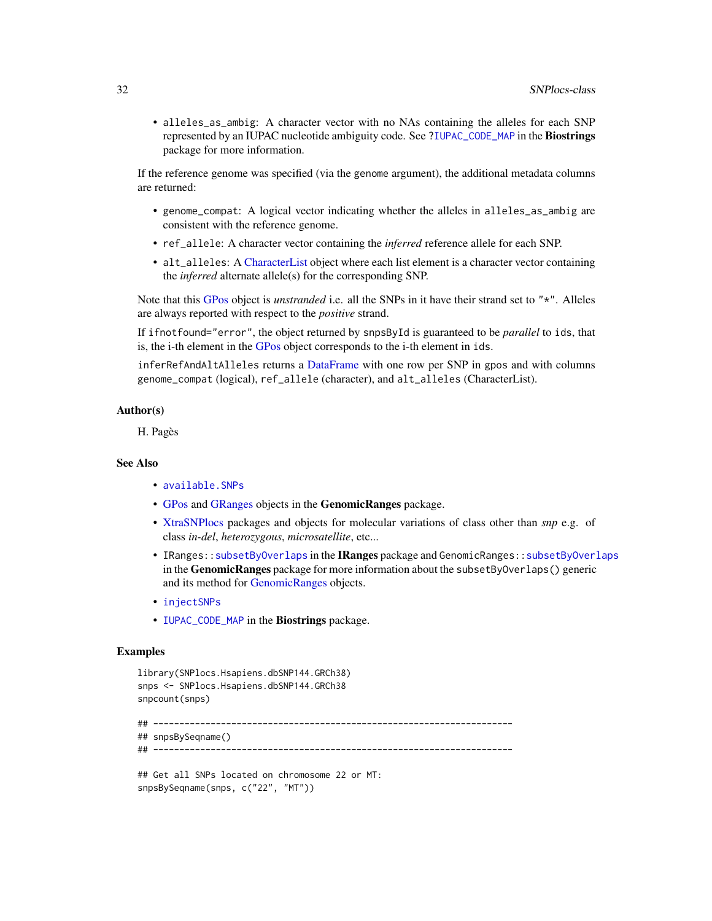- `alleles_as_ambig`: A character vector with no NAs containing the alleles for each SNP represented by an IUPAC nucleotide ambiguity code. See `?IUPAC_CODE_MAP` in the **Biostrings** package for more information.

If the reference genome was specified (via the `genome` argument), the additional metadata columns are returned:

- `genome_compat`: A logical vector indicating whether the alleles in `alleles_as_ambig` are consistent with the reference genome.
- `ref_allele`: A character vector containing the *inferred* reference allele for each SNP.
- `alt_alleles`: A CharacterList object where each list element is a character vector containing the *inferred* alternate allele(s) for the corresponding SNP.

Note that this GPos object is *unstranded* i.e. all the SNPs in it have their strand set to `"*"`. Alleles are always reported with respect to the *positive* strand.

If `ifnotfound="error"`, the object returned by `snpsById` is guaranteed to be *parallel* to `ids`, that is, the i-th element in the GPos object corresponds to the i-th element in `ids`.

`inferRefAndAltAlleles` returns a DataFrame with one row per SNP in `gpos` and with columns `genome_compat` (logical), `ref_allele` (character), and `alt_alleles` (CharacterList).

### Author(s)

H. Pagès

### See Also

- `available.SNPs`
- GPos and GRanges objects in the **GenomicRanges** package.
- XtraSNPlocs packages and objects for molecular variations of class other than *snp* e.g. of class *in-del*, *heterozygous*, *microsatellite*, etc...
- `IRanges::subsetByOverlaps` in the **IRanges** package and `GenomicRanges::subsetByOverlaps` in the **GenomicRanges** package for more information about the `subsetByOverlaps()` generic and its method for GenomicRanges objects.
- `injectSNPs`
- `IUPAC_CODE_MAP` in the **Biostrings** package.

### Examples

```
library(SNPlocs.Hsapiens.dbSNP144.GRCh38)
snps <- SNPlocs.Hsapiens.dbSNP144.GRCh38
snpcount(snps)

## ---------------------------------------------------------------------
## snpsBySeqname()
## ---------------------------------------------------------------------

## Get all SNPs located on chromosome 22 or MT:
snpsBySeqname(snps, c("22", "MT"))
```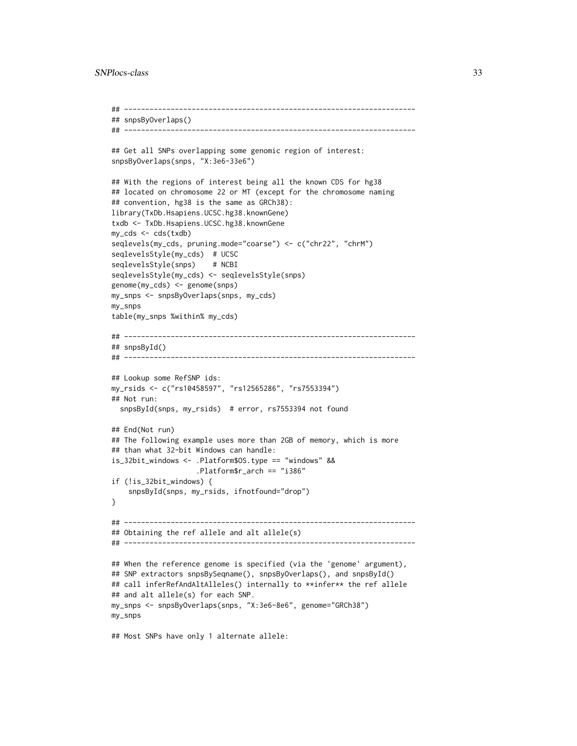```
## ---------------------------------------------------------------------
## snpsByOverlaps()
## ---------------------------------------------------------------------

## Get all SNPs overlapping some genomic region of interest:
snpsByOverlaps(snps, "X:3e6-33e6")

## With the regions of interest being all the known CDS for hg38
## located on chromosome 22 or MT (except for the chromosome naming
## convention, hg38 is the same as GRCh38):
library(TxDb.Hsapiens.UCSC.hg38.knownGene)
txdb <- TxDb.Hsapiens.UCSC.hg38.knownGene
my_cds <- cds(txdb)
seqlevels(my_cds, pruning.mode="coarse") <- c("chr22", "chrM")
seqlevelsStyle(my_cds)  # UCSC
seqlevelsStyle(snps)    # NCBI
seqlevelsStyle(my_cds) <- seqlevelsStyle(snps)
genome(my_cds) <- genome(snps)
my_snps <- snpsByOverlaps(snps, my_cds)
my_snps
table(my_snps %within% my_cds)

## ---------------------------------------------------------------------
## snpsById()
## ---------------------------------------------------------------------

## Lookup some RefSNP ids:
my_rsids <- c("rs10458597", "rs12565286", "rs7553394")
## Not run:
  snpsById(snps, my_rsids)  # error, rs7553394 not found

## End(Not run)
## The following example uses more than 2GB of memory, which is more
## than what 32-bit Windows can handle:
is_32bit_windows <- .Platform$OS.type == "windows" &&
                    .Platform$r_arch == "i386"
if (!is_32bit_windows) {
    snpsById(snps, my_rsids, ifnotfound="drop")
}

## ---------------------------------------------------------------------
## Obtaining the ref allele and alt allele(s)
## ---------------------------------------------------------------------

## When the reference genome is specified (via the 'genome' argument),
## SNP extractors snpsBySeqname(), snpsByOverlaps(), and snpsById()
## call inferRefAndAltAlleles() internally to **infer** the ref allele
## and alt allele(s) for each SNP.
my_snps <- snpsByOverlaps(snps, "X:3e6-8e6", genome="GRCh38")
my_snps

## Most SNPs have only 1 alternate allele:
```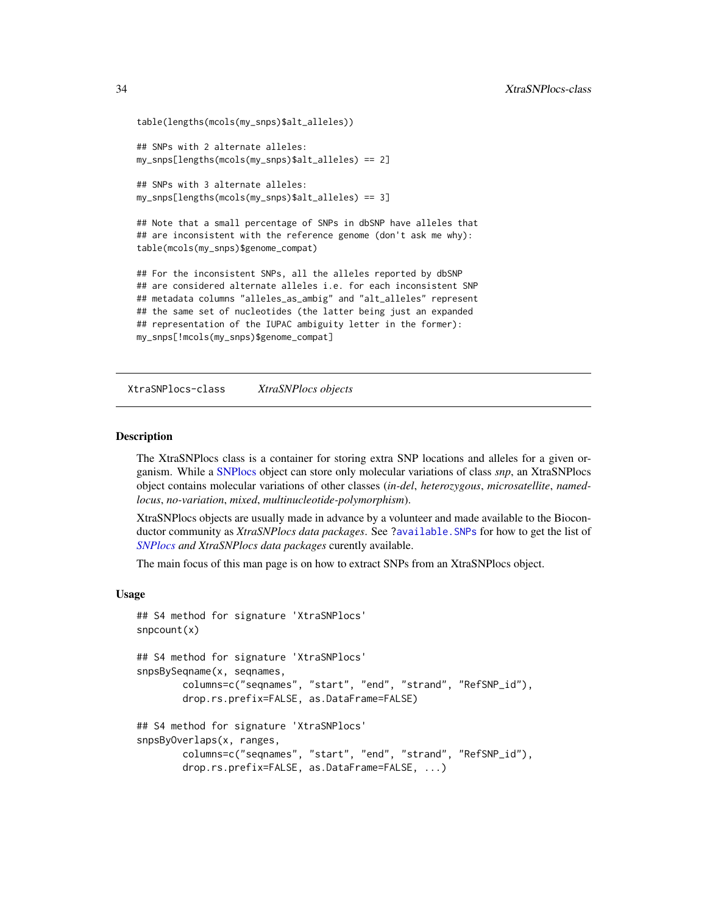```
table(lengths(mcols(my_snps)$alt_alleles))

## SNPs with 2 alternate alleles:
my_snps[lengths(mcols(my_snps)$alt_alleles) == 2]

## SNPs with 3 alternate alleles:
my_snps[lengths(mcols(my_snps)$alt_alleles) == 3]

## Note that a small percentage of SNPs in dbSNP have alleles that
## are inconsistent with the reference genome (don't ask me why):
table(mcols(my_snps)$genome_compat)

## For the inconsistent SNPs, all the alleles reported by dbSNP
## are considered alternate alleles i.e. for each inconsistent SNP
## metadata columns "alleles_as_ambig" and "alt_alleles" represent
## the same set of nucleotides (the latter being just an expanded
## representation of the IUPAC ambiguity letter in the former):
my_snps[!mcols(my_snps)$genome_compat]
```

---

## XtraSNPlocs-class &nbsp;&nbsp;&nbsp; *XtraSNPlocs objects*

---

### Description

The XtraSNPlocs class is a container for storing extra SNP locations and alleles for a given organism. While a SNPlocs object can store only molecular variations of class *snp*, an XtraSNPlocs object contains molecular variations of other classes (*in-del*, *heterozygous*, *microsatellite*, *named-locus*, *no-variation*, *mixed*, *multinucleotide-polymorphism*).

XtraSNPlocs objects are usually made in advance by a volunteer and made available to the Bioconductor community as *XtraSNPlocs data packages*. See `?available.SNPs` for how to get the list of *SNPlocs and XtraSNPlocs data packages* curently available.

The main focus of this man page is on how to extract SNPs from an XtraSNPlocs object.

### Usage

```
## S4 method for signature 'XtraSNPlocs'
snpcount(x)

## S4 method for signature 'XtraSNPlocs'
snpsBySeqname(x, seqnames,
        columns=c("seqnames", "start", "end", "strand", "RefSNP_id"),
        drop.rs.prefix=FALSE, as.DataFrame=FALSE)

## S4 method for signature 'XtraSNPlocs'
snpsByOverlaps(x, ranges,
        columns=c("seqnames", "start", "end", "strand", "RefSNP_id"),
        drop.rs.prefix=FALSE, as.DataFrame=FALSE, ...)
```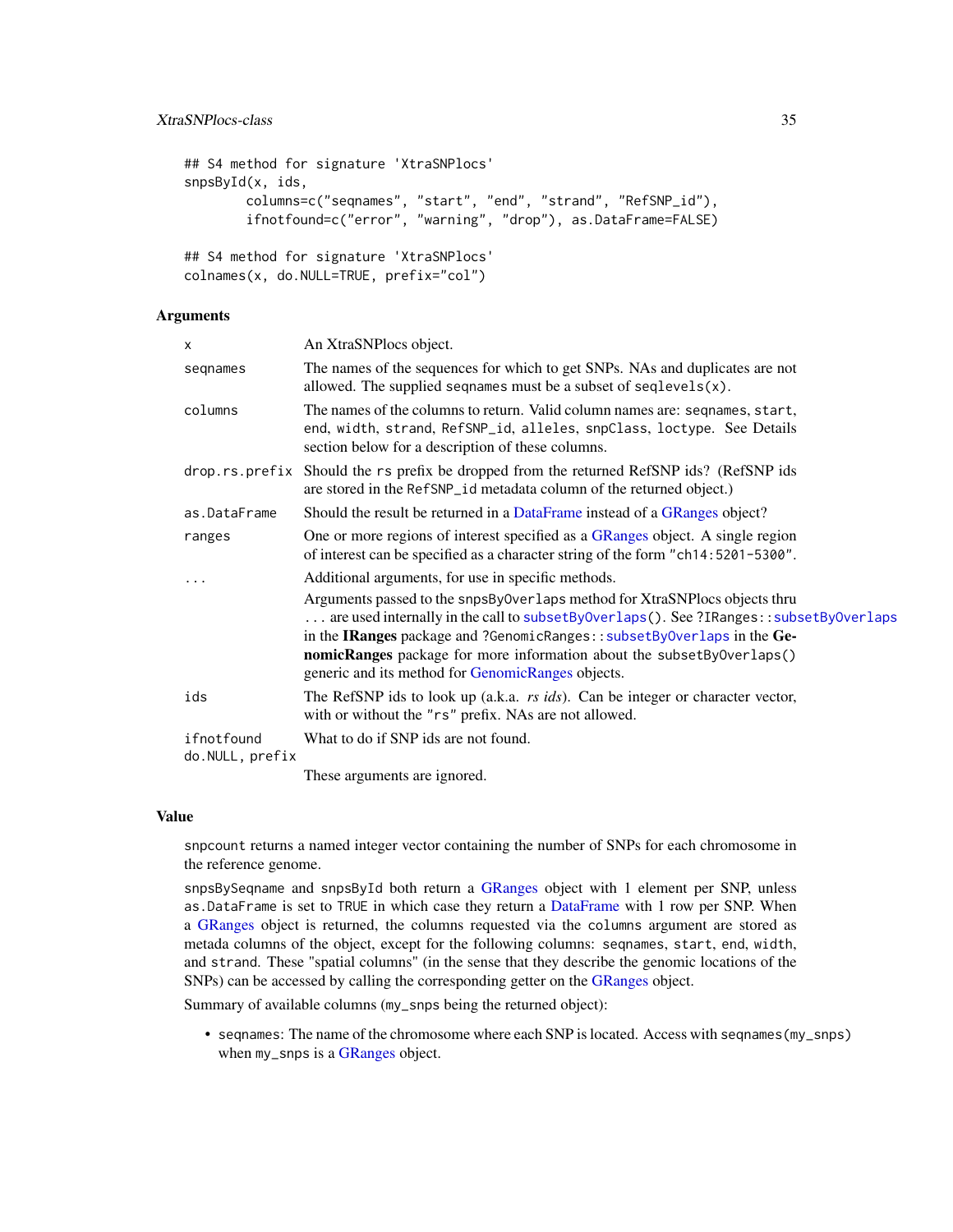```
## S4 method for signature 'XtraSNPlocs'
snpsById(x, ids,
        columns=c("seqnames", "start", "end", "strand", "RefSNP_id"),
        ifnotfound=c("error", "warning", "drop"), as.DataFrame=FALSE)

## S4 method for signature 'XtraSNPlocs'
colnames(x, do.NULL=TRUE, prefix="col")
```

### Arguments

| | |
|---|---|
| `x` | An XtraSNPlocs object. |
| `seqnames` | The names of the sequences for which to get SNPs. NAs and duplicates are not allowed. The supplied `seqnames` must be a subset of `seqlevels(x)`. |
| `columns` | The names of the columns to return. Valid column names are: `seqnames`, `start`, `end`, `width`, `strand`, `RefSNP_id`, `alleles`, `snpClass`, `loctype`. See Details section below for a description of these columns. |
| `drop.rs.prefix` | Should the `rs` prefix be dropped from the returned RefSNP ids? (RefSNP ids are stored in the `RefSNP_id` metadata column of the returned object.) |
| `as.DataFrame` | Should the result be returned in a DataFrame instead of a GRanges object? |
| `ranges` | One or more regions of interest specified as a GRanges object. A single region of interest can be specified as a character string of the form `"ch14:5201-5300"`. |
| `...` | Additional arguments, for use in specific methods. Arguments passed to the `snpsByOverlaps` method for XtraSNPlocs objects thru ... are used internally in the call to `subsetByOverlaps()`. See `?IRanges::subsetByOverlaps` in the **IRanges** package and `?GenomicRanges::subsetByOverlaps` in the **GenomicRanges** package for more information about the `subsetByOverlaps()` generic and its method for GenomicRanges objects. |
| `ids` | The RefSNP ids to look up (a.k.a. *rs ids*). Can be integer or character vector, with or without the `"rs"` prefix. NAs are not allowed. |
| `ifnotfound` | What to do if SNP ids are not found. |
| `do.NULL`, `prefix` | These arguments are ignored. |

### Value

`snpcount` returns a named integer vector containing the number of SNPs for each chromosome in the reference genome.

`snpsBySeqname` and `snpsById` both return a GRanges object with 1 element per SNP, unless `as.DataFrame` is set to `TRUE` in which case they return a DataFrame with 1 row per SNP. When a GRanges object is returned, the columns requested via the `columns` argument are stored as metada columns of the object, except for the following columns: `seqnames`, `start`, `end`, `width`, and `strand`. These "spatial columns" (in the sense that they describe the genomic locations of the SNPs) can be accessed by calling the corresponding getter on the GRanges object.

Summary of available columns (`my_snps` being the returned object):

- `seqnames`: The name of the chromosome where each SNP is located. Access with `seqnames(my_snps)` when `my_snps` is a GRanges object.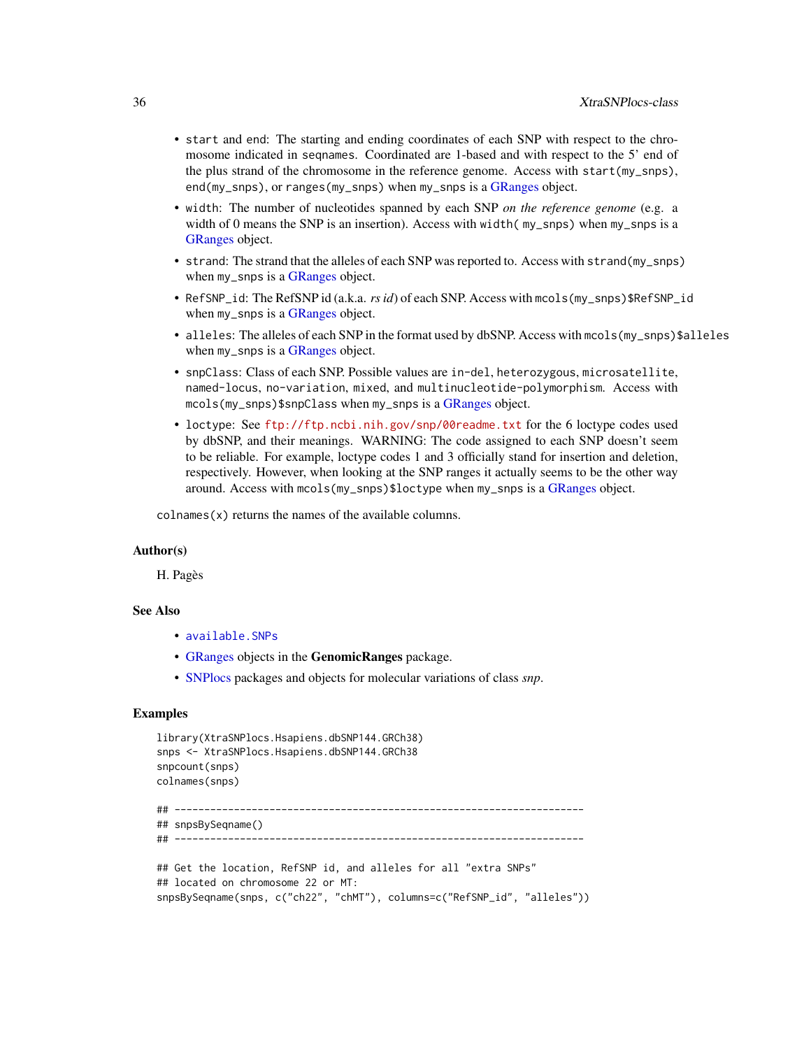- `start` and `end`: The starting and ending coordinates of each SNP with respect to the chromosome indicated in `seqnames`. Coordinated are 1-based and with respect to the 5' end of the plus strand of the chromosome in the reference genome. Access with `start(my_snps)`, `end(my_snps)`, or `ranges(my_snps)` when `my_snps` is a GRanges object.
- `width`: The number of nucleotides spanned by each SNP *on the reference genome* (e.g. a width of 0 means the SNP is an insertion). Access with `width( my_snps)` when `my_snps` is a GRanges object.
- `strand`: The strand that the alleles of each SNP was reported to. Access with `strand(my_snps)` when `my_snps` is a GRanges object.
- `RefSNP_id`: The RefSNP id (a.k.a. *rs id*) of each SNP. Access with `mcols(my_snps)$RefSNP_id` when `my_snps` is a GRanges object.
- `alleles`: The alleles of each SNP in the format used by dbSNP. Access with `mcols(my_snps)$alleles` when `my_snps` is a GRanges object.
- `snpClass`: Class of each SNP. Possible values are `in-del`, `heterozygous`, `microsatellite`, `named-locus`, `no-variation`, `mixed`, and `multinucleotide-polymorphism`. Access with `mcols(my_snps)$snpClass` when `my_snps` is a GRanges object.
- `loctype`: See `ftp://ftp.ncbi.nih.gov/snp/00readme.txt` for the 6 loctype codes used by dbSNP, and their meanings. WARNING: The code assigned to each SNP doesn't seem to be reliable. For example, loctype codes 1 and 3 officially stand for insertion and deletion, respectively. However, when looking at the SNP ranges it actually seems to be the other way around. Access with `mcols(my_snps)$loctype` when `my_snps` is a GRanges object.

`colnames(x)` returns the names of the available columns.

## Author(s)

H. Pagès

## See Also

- `available.SNPs`
- GRanges objects in the **GenomicRanges** package.
- SNPlocs packages and objects for molecular variations of class *snp*.

## Examples

```
library(XtraSNPlocs.Hsapiens.dbSNP144.GRCh38)
snps <- XtraSNPlocs.Hsapiens.dbSNP144.GRCh38
snpcount(snps)
colnames(snps)

## ---------------------------------------------------------------------
## snpsBySeqname()
## ---------------------------------------------------------------------

## Get the location, RefSNP id, and alleles for all "extra SNPs"
## located on chromosome 22 or MT:
snpsBySeqname(snps, c("ch22", "chMT"), columns=c("RefSNP_id", "alleles"))
```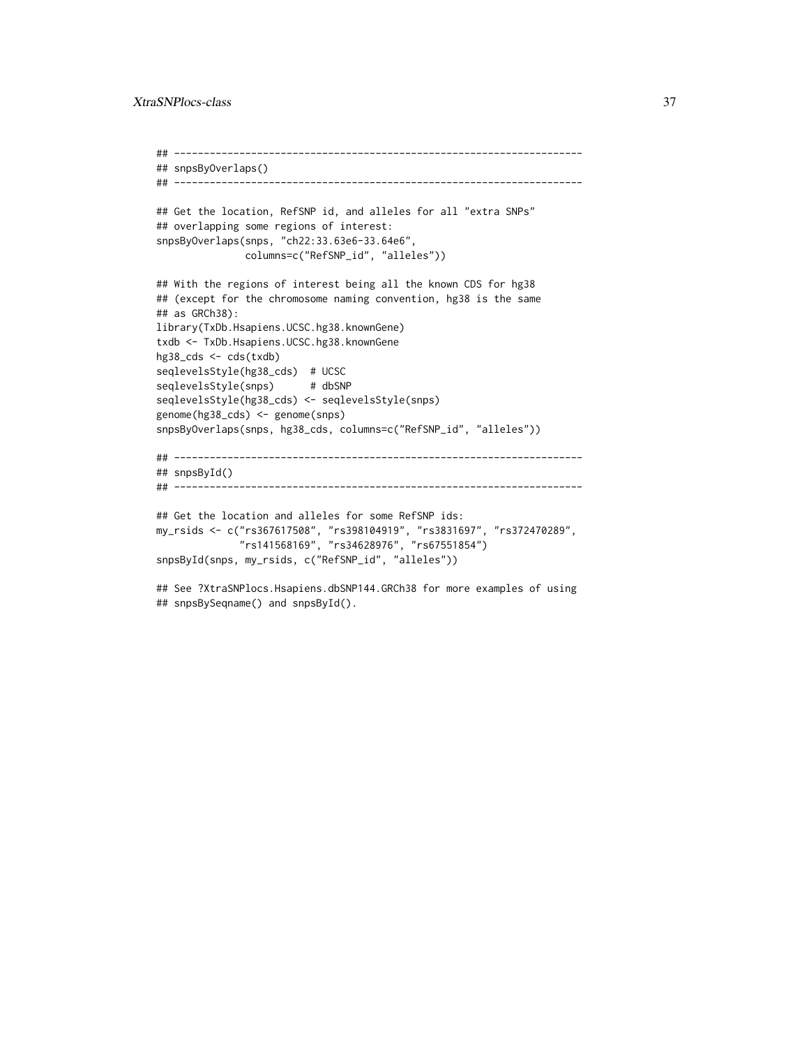```
## ---------------------------------------------------------------------
## snpsByOverlaps()
## ---------------------------------------------------------------------

## Get the location, RefSNP id, and alleles for all "extra SNPs"
## overlapping some regions of interest:
snpsByOverlaps(snps, "ch22:33.63e6-33.64e6",
               columns=c("RefSNP_id", "alleles"))

## With the regions of interest being all the known CDS for hg38
## (except for the chromosome naming convention, hg38 is the same
## as GRCh38):
library(TxDb.Hsapiens.UCSC.hg38.knownGene)
txdb <- TxDb.Hsapiens.UCSC.hg38.knownGene
hg38_cds <- cds(txdb)
seqlevelsStyle(hg38_cds)  # UCSC
seqlevelsStyle(snps)      # dbSNP
seqlevelsStyle(hg38_cds) <- seqlevelsStyle(snps)
genome(hg38_cds) <- genome(snps)
snpsByOverlaps(snps, hg38_cds, columns=c("RefSNP_id", "alleles"))

## ---------------------------------------------------------------------
## snpsById()
## ---------------------------------------------------------------------

## Get the location and alleles for some RefSNP ids:
my_rsids <- c("rs367617508", "rs398104919", "rs3831697", "rs372470289",
              "rs141568169", "rs34628976", "rs67551854")
snpsById(snps, my_rsids, c("RefSNP_id", "alleles"))

## See ?XtraSNPlocs.Hsapiens.dbSNP144.GRCh38 for more examples of using
## snpsBySeqname() and snpsById().
```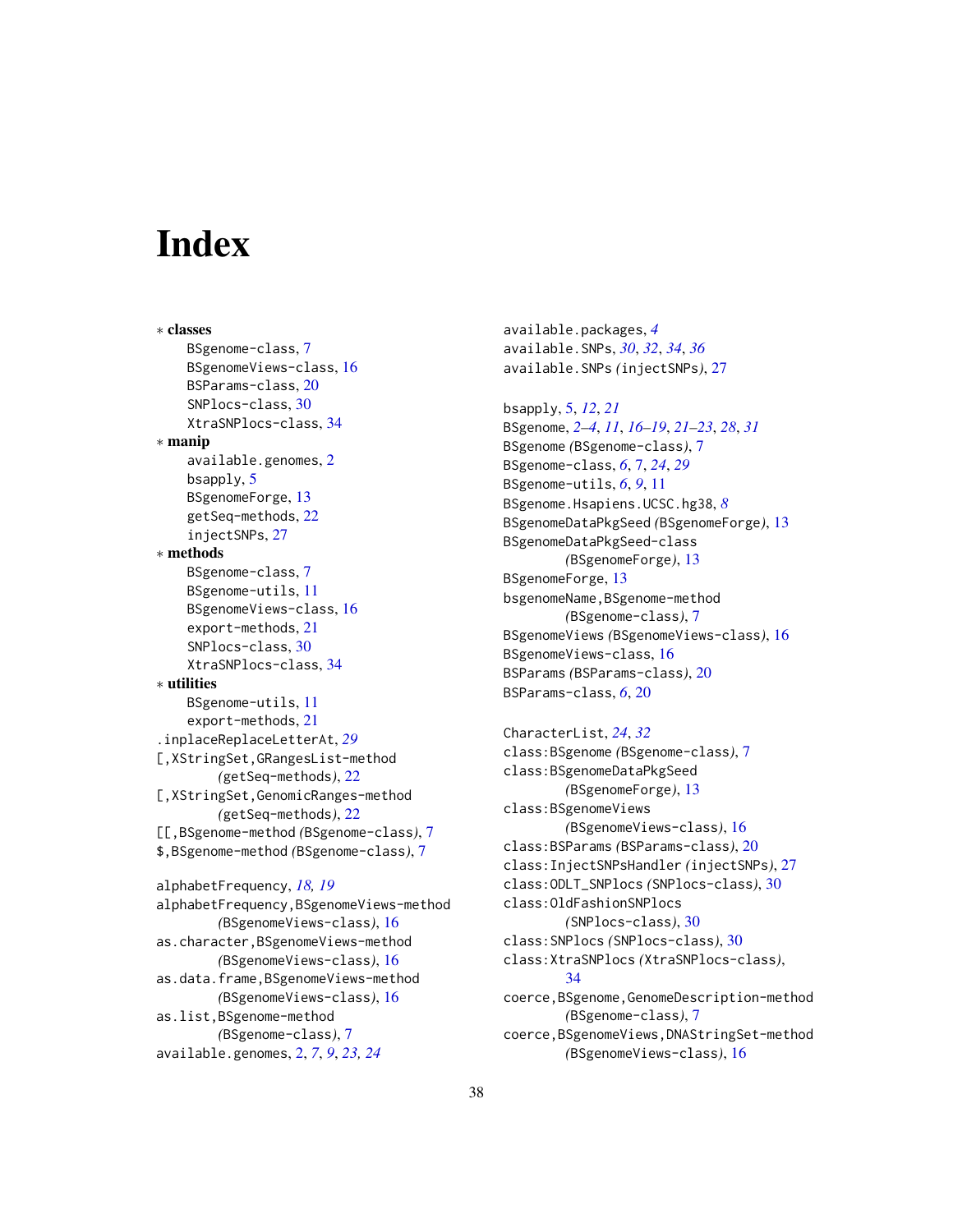# Index

∗ **classes**
- BSgenome-class, 7
- BSgenomeViews-class, 16
- BSParams-class, 20
- SNPlocs-class, 30
- XtraSNPlocs-class, 34

∗ **manip**
- available.genomes, 2
- bsapply, 5
- BSgenomeForge, 13
- getSeq-methods, 22
- injectSNPs, 27

∗ **methods**
- BSgenome-class, 7
- BSgenome-utils, 11
- BSgenomeViews-class, 16
- export-methods, 21
- SNPlocs-class, 30
- XtraSNPlocs-class, 34

∗ **utilities**
- BSgenome-utils, 11
- export-methods, 21

.inplaceReplaceLetterAt, *29*
[,XStringSet,GRangesList-method *(getSeq-methods)*, 22
[,XStringSet,GenomicRanges-method *(getSeq-methods)*, 22
[[,BSgenome-method *(BSgenome-class)*, 7
$,BSgenome-method *(BSgenome-class)*, 7

alphabetFrequency, *18, 19*
alphabetFrequency,BSgenomeViews-method *(BSgenomeViews-class)*, 16
as.character,BSgenomeViews-method *(BSgenomeViews-class)*, 16
as.data.frame,BSgenomeViews-method *(BSgenomeViews-class)*, 16
as.list,BSgenome-method *(BSgenome-class)*, 7
available.genomes, 2, *7*, *9*, *23*, *24*
available.packages, *4*
available.SNPs, *30*, *32*, *34*, *36*
available.SNPs *(injectSNPs)*, 27

bsapply, 5, *12*, *21*
BSgenome, *2–4*, *11*, *16–19*, *21–23*, *28*, *31*
BSgenome *(BSgenome-class)*, 7
BSgenome-class, *6*, 7, *24*, *29*
BSgenome-utils, *6*, *9*, 11
BSgenome.Hsapiens.UCSC.hg38, *8*
BSgenomeDataPkgSeed *(BSgenomeForge)*, 13
BSgenomeDataPkgSeed-class *(BSgenomeForge)*, 13
BSgenomeForge, 13
bsgenomeName,BSgenome-method *(BSgenome-class)*, 7
BSgenomeViews *(BSgenomeViews-class)*, 16
BSgenomeViews-class, 16
BSParams *(BSParams-class)*, 20
BSParams-class, *6*, 20

CharacterList, *24*, *32*
class:BSgenome *(BSgenome-class)*, 7
class:BSgenomeDataPkgSeed *(BSgenomeForge)*, 13
class:BSgenomeViews *(BSgenomeViews-class)*, 16
class:BSParams *(BSParams-class)*, 20
class:InjectSNPsHandler *(injectSNPs)*, 27
class:ODLT_SNPlocs *(SNPlocs-class)*, 30
class:OldFashionSNPlocs *(SNPlocs-class)*, 30
class:SNPlocs *(SNPlocs-class)*, 30
class:XtraSNPlocs *(XtraSNPlocs-class)*, 34
coerce,BSgenome,GenomeDescription-method *(BSgenome-class)*, 7
coerce,BSgenomeViews,DNAStringSet-method *(BSgenomeViews-class)*, 16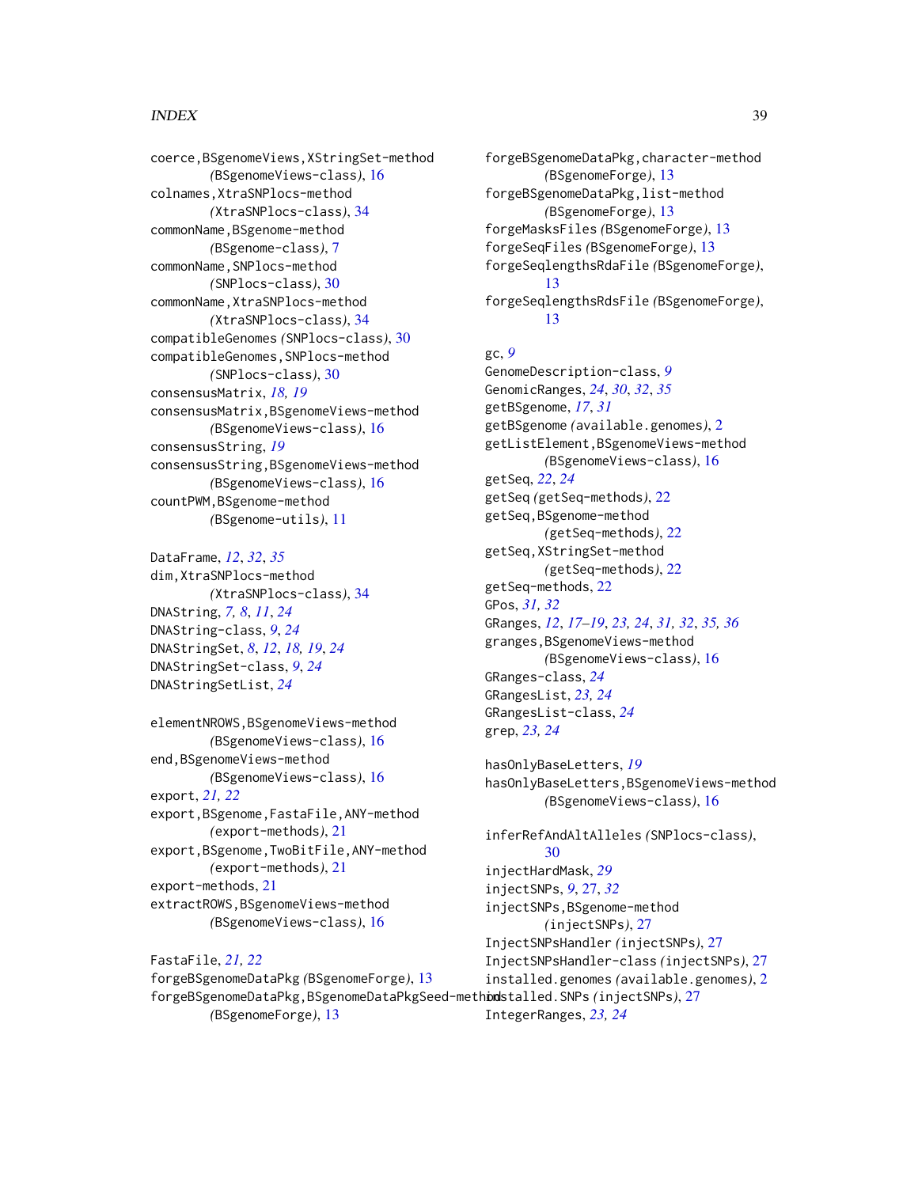coerce,BSgenomeViews,XStringSet-method
(BSgenomeViews-class), 16
colnames,XtraSNPlocs-method
(XtraSNPlocs-class), 34
commonName,BSgenome-method
(BSgenome-class), 7
commonName,SNPlocs-method
(SNPlocs-class), 30
commonName,XtraSNPlocs-method
(XtraSNPlocs-class), 34
compatibleGenomes (SNPlocs-class), 30
compatibleGenomes,SNPlocs-method
(SNPlocs-class), 30
consensusMatrix, *18, 19*
consensusMatrix,BSgenomeViews-method
(BSgenomeViews-class), 16
consensusString, *19*
consensusString,BSgenomeViews-method
(BSgenomeViews-class), 16
countPWM,BSgenome-method
(BSgenome-utils), 11

DataFrame, *12*, *32*, *35*
dim,XtraSNPlocs-method
(XtraSNPlocs-class), 34
DNAString, *7, 8*, *11*, *24*
DNAString-class, *9*, *24*
DNAStringSet, *8*, *12*, *18, 19*, *24*
DNAStringSet-class, *9*, *24*
DNAStringSetList, *24*

elementNROWS,BSgenomeViews-method
(BSgenomeViews-class), 16
end,BSgenomeViews-method
(BSgenomeViews-class), 16
export, *21, 22*
export,BSgenome,FastaFile,ANY-method
(export-methods), 21
export,BSgenome,TwoBitFile,ANY-method
(export-methods), 21
export-methods, 21
extractROWS,BSgenomeViews-method
(BSgenomeViews-class), 16

FastaFile, *21, 22*
forgeBSgenomeDataPkg (BSgenomeForge), 13
forgeBSgenomeDataPkg,BSgenomeDataPkgSeed-method
(BSgenomeForge), 13
forgeBSgenomeDataPkg,character-method
(BSgenomeForge), 13
forgeBSgenomeDataPkg,list-method
(BSgenomeForge), 13
forgeMasksFiles (BSgenomeForge), 13
forgeSeqFiles (BSgenomeForge), 13
forgeSeqlengthsRdaFile (BSgenomeForge),
13
forgeSeqlengthsRdsFile (BSgenomeForge),
13

gc, *9*
GenomeDescription-class, *9*
GenomicRanges, *24*, *30*, *32*, *35*
getBSgenome, *17*, *31*
getBSgenome (available.genomes), 2
getListElement,BSgenomeViews-method
(BSgenomeViews-class), 16
getSeq, *22*, *24*
getSeq (getSeq-methods), 22
getSeq,BSgenome-method
(getSeq-methods), 22
getSeq,XStringSet-method
(getSeq-methods), 22
getSeq-methods, 22
GPos, *31, 32*
GRanges, *12*, *17–19*, *23*, *24*, *31, 32*, *35, 36*
granges,BSgenomeViews-method
(BSgenomeViews-class), 16
GRanges-class, *24*
GRangesList, *23, 24*
GRangesList-class, *24*
grep, *23, 24*

hasOnlyBaseLetters, *19*
hasOnlyBaseLetters,BSgenomeViews-method
(BSgenomeViews-class), 16

inferRefAndAltAlleles (SNPlocs-class),
30
injectHardMask, *29*
injectSNPs, *9*, 27, *32*
injectSNPs,BSgenome-method
(injectSNPs), 27
InjectSNPsHandler (injectSNPs), 27
InjectSNPsHandler-class (injectSNPs), 27
installed.genomes (available.genomes), 2
installed.SNPs (injectSNPs), 27
IntegerRanges, *23, 24*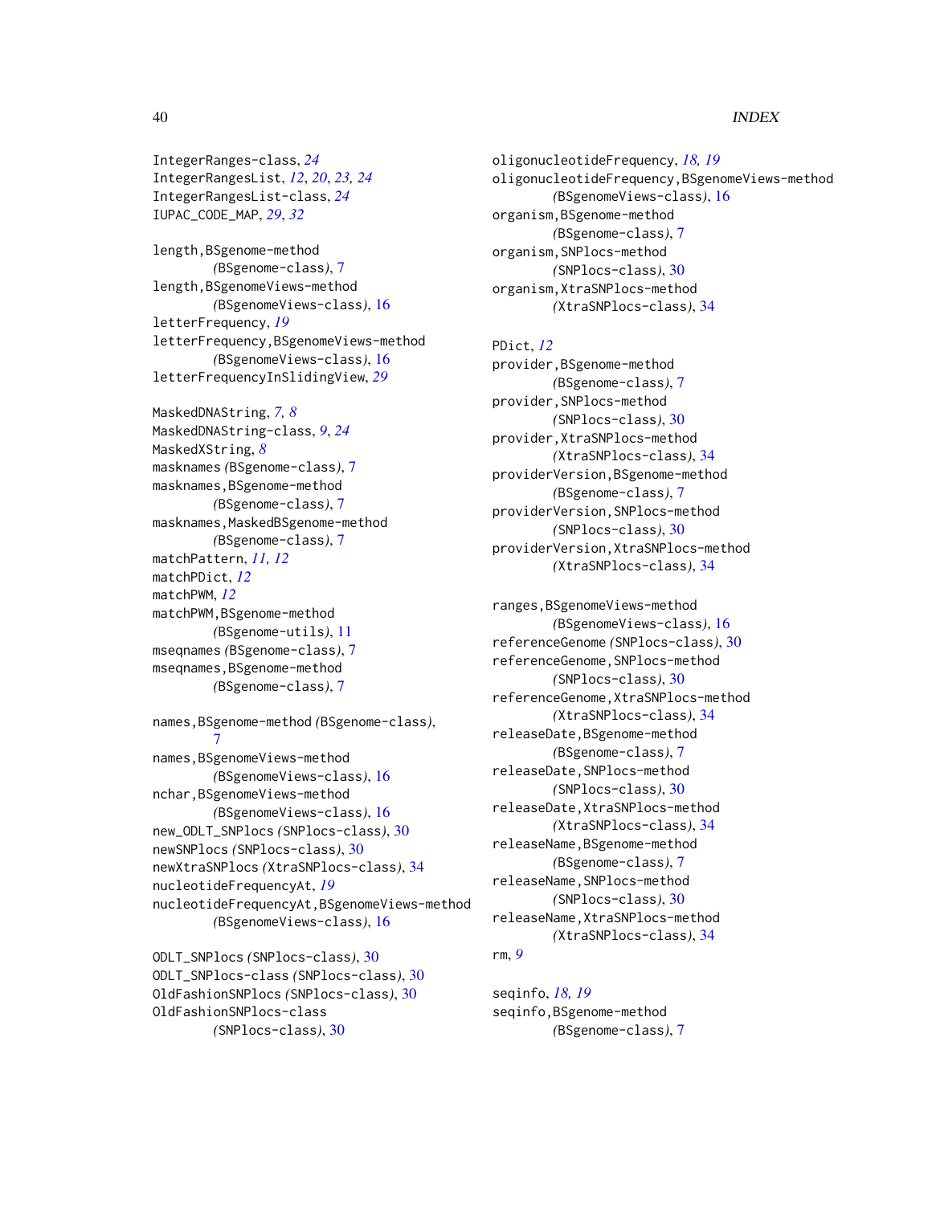IntegerRanges-class, *24*
IntegerRangesList, *12*, *20*, *23, 24*
IntegerRangesList-class, *24*
IUPAC_CODE_MAP, *29*, *32*

length,BSgenome-method
  *(*BSgenome-class*)*, 7
length,BSgenomeViews-method
  *(*BSgenomeViews-class*)*, 16
letterFrequency, *19*
letterFrequency,BSgenomeViews-method
  *(*BSgenomeViews-class*)*, 16
letterFrequencyInSlidingView, *29*

MaskedDNAString, *7, 8*
MaskedDNAString-class, *9*, *24*
MaskedXString, *8*
masknames *(*BSgenome-class*)*, 7
masknames,BSgenome-method
  *(*BSgenome-class*)*, 7
masknames,MaskedBSgenome-method
  *(*BSgenome-class*)*, 7
matchPattern, *11, 12*
matchPDict, *12*
matchPWM, *12*
matchPWM,BSgenome-method
  *(*BSgenome-utils*)*, 11
mseqnames *(*BSgenome-class*)*, 7
mseqnames,BSgenome-method
  *(*BSgenome-class*)*, 7

names,BSgenome-method *(*BSgenome-class*)*,
  7
names,BSgenomeViews-method
  *(*BSgenomeViews-class*)*, 16
nchar,BSgenomeViews-method
  *(*BSgenomeViews-class*)*, 16
new_ODLT_SNPlocs *(*SNPlocs-class*)*, 30
newSNPlocs *(*SNPlocs-class*)*, 30
newXtraSNPlocs *(*XtraSNPlocs-class*)*, 34
nucleotideFrequencyAt, *19*
nucleotideFrequencyAt,BSgenomeViews-method
  *(*BSgenomeViews-class*)*, 16

ODLT_SNPlocs *(*SNPlocs-class*)*, 30
ODLT_SNPlocs-class *(*SNPlocs-class*)*, 30
OldFashionSNPlocs *(*SNPlocs-class*)*, 30
OldFashionSNPlocs-class
  *(*SNPlocs-class*)*, 30
oligonucleotideFrequency, *18, 19*
oligonucleotideFrequency,BSgenomeViews-method
  *(*BSgenomeViews-class*)*, 16
organism,BSgenome-method
  *(*BSgenome-class*)*, 7
organism,SNPlocs-method
  *(*SNPlocs-class*)*, 30
organism,XtraSNPlocs-method
  *(*XtraSNPlocs-class*)*, 34

PDict, *12*
provider,BSgenome-method
  *(*BSgenome-class*)*, 7
provider,SNPlocs-method
  *(*SNPlocs-class*)*, 30
provider,XtraSNPlocs-method
  *(*XtraSNPlocs-class*)*, 34
providerVersion,BSgenome-method
  *(*BSgenome-class*)*, 7
providerVersion,SNPlocs-method
  *(*SNPlocs-class*)*, 30
providerVersion,XtraSNPlocs-method
  *(*XtraSNPlocs-class*)*, 34

ranges,BSgenomeViews-method
  *(*BSgenomeViews-class*)*, 16
referenceGenome *(*SNPlocs-class*)*, 30
referenceGenome,SNPlocs-method
  *(*SNPlocs-class*)*, 30
referenceGenome,XtraSNPlocs-method
  *(*XtraSNPlocs-class*)*, 34
releaseDate,BSgenome-method
  *(*BSgenome-class*)*, 7
releaseDate,SNPlocs-method
  *(*SNPlocs-class*)*, 30
releaseDate,XtraSNPlocs-method
  *(*XtraSNPlocs-class*)*, 34
releaseName,BSgenome-method
  *(*BSgenome-class*)*, 7
releaseName,SNPlocs-method
  *(*SNPlocs-class*)*, 30
releaseName,XtraSNPlocs-method
  *(*XtraSNPlocs-class*)*, 34
rm, *9*

seqinfo, *18, 19*
seqinfo,BSgenome-method
  *(*BSgenome-class*)*, 7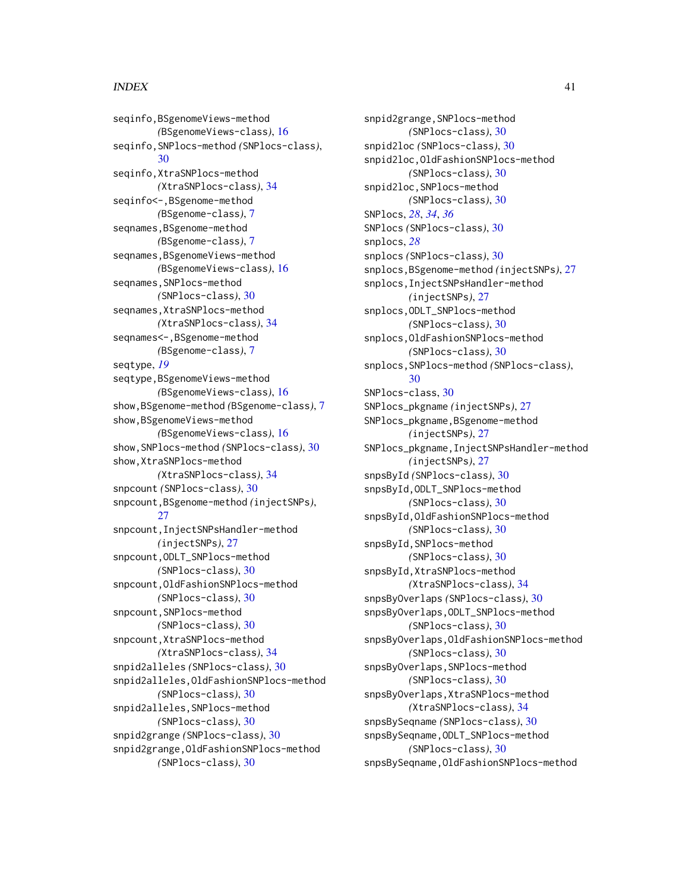seqinfo,BSgenomeViews-method
        *(BSgenomeViews-class)*, 16
seqinfo,SNPlocs-method *(SNPlocs-class)*,
        30
seqinfo,XtraSNPlocs-method
        *(XtraSNPlocs-class)*, 34
seqinfo<-,BSgenome-method
        *(BSgenome-class)*, 7
seqnames,BSgenome-method
        *(BSgenome-class)*, 7
seqnames,BSgenomeViews-method
        *(BSgenomeViews-class)*, 16
seqnames,SNPlocs-method
        *(SNPlocs-class)*, 30
seqnames,XtraSNPlocs-method
        *(XtraSNPlocs-class)*, 34
seqnames<-,BSgenome-method
        *(BSgenome-class)*, 7
seqtype, *19*
seqtype,BSgenomeViews-method
        *(BSgenomeViews-class)*, 16
show,BSgenome-method *(BSgenome-class)*, 7
show,BSgenomeViews-method
        *(BSgenomeViews-class)*, 16
show,SNPlocs-method *(SNPlocs-class)*, 30
show,XtraSNPlocs-method
        *(XtraSNPlocs-class)*, 34
snpcount *(SNPlocs-class)*, 30
snpcount,BSgenome-method *(injectSNPs)*,
        27
snpcount,InjectSNPsHandler-method
        *(injectSNPs)*, 27
snpcount,ODLT_SNPlocs-method
        *(SNPlocs-class)*, 30
snpcount,OldFashionSNPlocs-method
        *(SNPlocs-class)*, 30
snpcount,SNPlocs-method
        *(SNPlocs-class)*, 30
snpcount,XtraSNPlocs-method
        *(XtraSNPlocs-class)*, 34
snpid2alleles *(SNPlocs-class)*, 30
snpid2alleles,OldFashionSNPlocs-method
        *(SNPlocs-class)*, 30
snpid2alleles,SNPlocs-method
        *(SNPlocs-class)*, 30
snpid2grange *(SNPlocs-class)*, 30
snpid2grange,OldFashionSNPlocs-method
        *(SNPlocs-class)*, 30
snpid2grange,SNPlocs-method
        *(SNPlocs-class)*, 30
snpid2loc *(SNPlocs-class)*, 30
snpid2loc,OldFashionSNPlocs-method
        *(SNPlocs-class)*, 30
snpid2loc,SNPlocs-method
        *(SNPlocs-class)*, 30
SNPlocs, *28*, *34*, *36*
SNPlocs *(SNPlocs-class)*, 30
snplocs, *28*
snplocs *(SNPlocs-class)*, 30
snplocs,BSgenome-method *(injectSNPs)*, 27
snplocs,InjectSNPsHandler-method
        *(injectSNPs)*, 27
snplocs,ODLT_SNPlocs-method
        *(SNPlocs-class)*, 30
snplocs,OldFashionSNPlocs-method
        *(SNPlocs-class)*, 30
snplocs,SNPlocs-method *(SNPlocs-class)*,
        30
SNPlocs-class, 30
SNPlocs_pkgname *(injectSNPs)*, 27
SNPlocs_pkgname,BSgenome-method
        *(injectSNPs)*, 27
SNPlocs_pkgname,InjectSNPsHandler-method
        *(injectSNPs)*, 27
snpsById *(SNPlocs-class)*, 30
snpsById,ODLT_SNPlocs-method
        *(SNPlocs-class)*, 30
snpsById,OldFashionSNPlocs-method
        *(SNPlocs-class)*, 30
snpsById,SNPlocs-method
        *(SNPlocs-class)*, 30
snpsById,XtraSNPlocs-method
        *(XtraSNPlocs-class)*, 34
snpsByOverlaps *(SNPlocs-class)*, 30
snpsByOverlaps,ODLT_SNPlocs-method
        *(SNPlocs-class)*, 30
snpsByOverlaps,OldFashionSNPlocs-method
        *(SNPlocs-class)*, 30
snpsByOverlaps,SNPlocs-method
        *(SNPlocs-class)*, 30
snpsByOverlaps,XtraSNPlocs-method
        *(XtraSNPlocs-class)*, 34
snpsBySeqname *(SNPlocs-class)*, 30
snpsBySeqname,ODLT_SNPlocs-method
        *(SNPlocs-class)*, 30
snpsBySeqname,OldFashionSNPlocs-method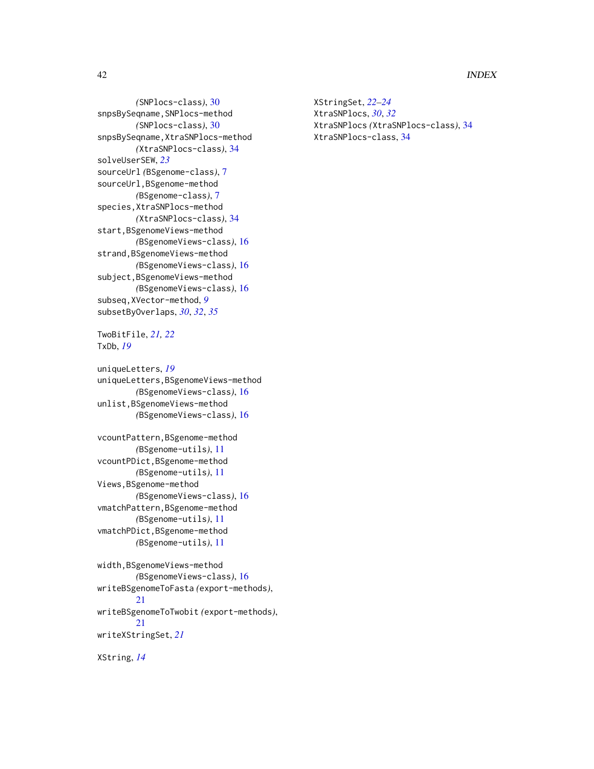(SNPlocs-class), 30
snpsBySeqname,SNPlocs-method
(SNPlocs-class), 30
snpsBySeqname,XtraSNPlocs-method
(XtraSNPlocs-class), 34
solveUserSEW, *23*
sourceUrl (BSgenome-class), 7
sourceUrl,BSgenome-method
(BSgenome-class), 7
species,XtraSNPlocs-method
(XtraSNPlocs-class), 34
start,BSgenomeViews-method
(BSgenomeViews-class), 16
strand,BSgenomeViews-method
(BSgenomeViews-class), 16
subject,BSgenomeViews-method
(BSgenomeViews-class), 16
subseq,XVector-method, *9*
subsetByOverlaps, *30*, *32*, *35*

TwoBitFile, *21, 22*
TxDb, *19*

uniqueLetters, *19*
uniqueLetters,BSgenomeViews-method
(BSgenomeViews-class), 16
unlist,BSgenomeViews-method
(BSgenomeViews-class), 16

vcountPattern,BSgenome-method
(BSgenome-utils), 11
vcountPDict,BSgenome-method
(BSgenome-utils), 11
Views,BSgenome-method
(BSgenomeViews-class), 16
vmatchPattern,BSgenome-method
(BSgenome-utils), 11
vmatchPDict,BSgenome-method
(BSgenome-utils), 11

width,BSgenomeViews-method
(BSgenomeViews-class), 16
writeBSgenomeToFasta (export-methods), 21
writeBSgenomeToTwobit (export-methods), 21
writeXStringSet, *21*

XString, *14*
XStringSet, *22–24*
XtraSNPlocs, *30*, *32*
XtraSNPlocs (XtraSNPlocs-class), 34
XtraSNPlocs-class, 34